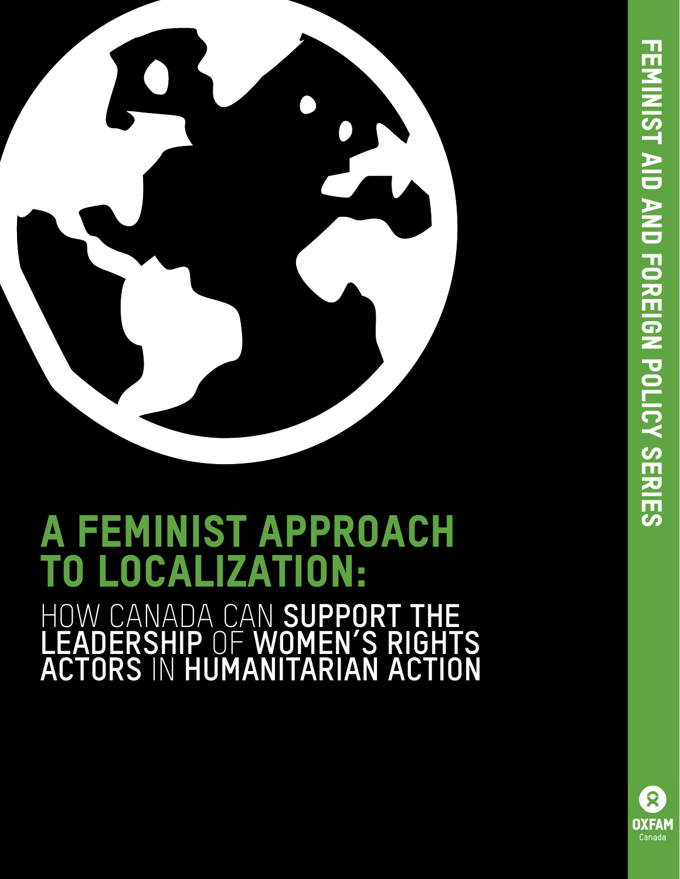# A FEMINIST APPROACH TO LOCALIZATION:

## HOW CANADA CAN SUPPORT THE LEADERSHIP OF WOMEN'S RIGHTS ACTORS IN HUMANITARIAN ACTION

FEMINIST AID AND FOREIGN POLICY SERIES

OXFAM Canada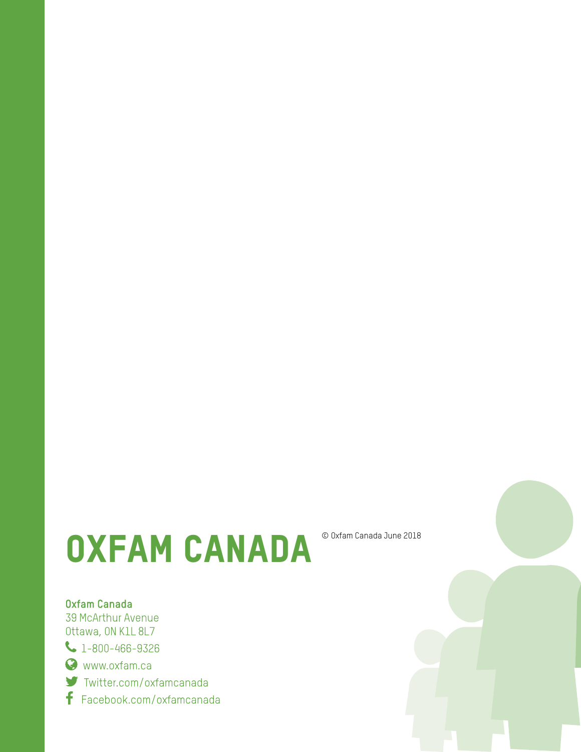# OXFAM CANADA

© Oxfam Canada June 2018

**Oxfam Canada**
39 McArthur Avenue
Ottawa, ON K1L 8L7

1-800-466-9326

www.oxfam.ca

Twitter.com/oxfamcanada

Facebook.com/oxfamcanada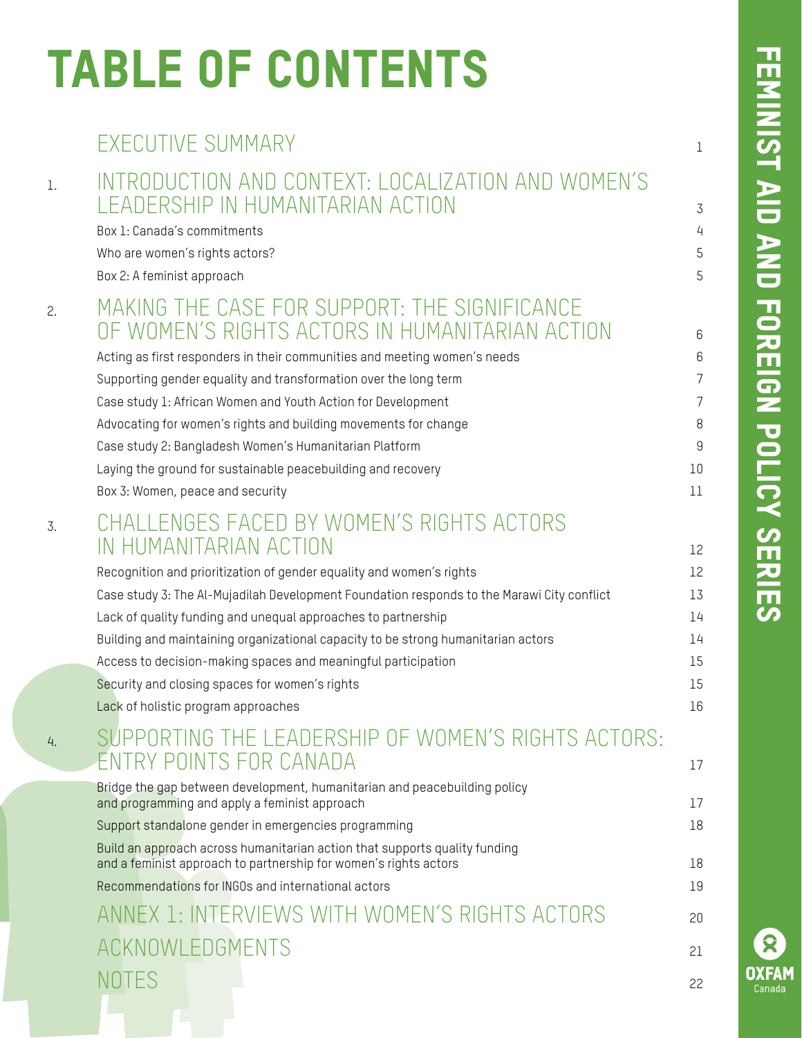# TABLE OF CONTENTS

| | | |
|---|---|---|
| | EXECUTIVE SUMMARY | 1 |
| 1. | INTRODUCTION AND CONTEXT: LOCALIZATION AND WOMEN'S LEADERSHIP IN HUMANITARIAN ACTION | 3 |
| | Box 1: Canada's commitments | 4 |
| | Who are women's rights actors? | 5 |
| | Box 2: A feminist approach | 5 |
| 2. | MAKING THE CASE FOR SUPPORT: THE SIGNIFICANCE OF WOMEN'S RIGHTS ACTORS IN HUMANITARIAN ACTION | 6 |
| | Acting as first responders in their communities and meeting women's needs | 6 |
| | Supporting gender equality and transformation over the long term | 7 |
| | Case study 1: African Women and Youth Action for Development | 7 |
| | Advocating for women's rights and building movements for change | 8 |
| | Case study 2: Bangladesh Women's Humanitarian Platform | 9 |
| | Laying the ground for sustainable peacebuilding and recovery | 10 |
| | Box 3: Women, peace and security | 11 |
| 3. | CHALLENGES FACED BY WOMEN'S RIGHTS ACTORS IN HUMANITARIAN ACTION | 12 |
| | Recognition and prioritization of gender equality and women's rights | 12 |
| | Case study 3: The Al-Mujadilah Development Foundation responds to the Marawi City conflict | 13 |
| | Lack of quality funding and unequal approaches to partnership | 14 |
| | Building and maintaining organizational capacity to be strong humanitarian actors | 14 |
| | Access to decision-making spaces and meaningful participation | 15 |
| | Security and closing spaces for women's rights | 15 |
| | Lack of holistic program approaches | 16 |
| 4. | SUPPORTING THE LEADERSHIP OF WOMEN'S RIGHTS ACTORS: ENTRY POINTS FOR CANADA | 17 |
| | Bridge the gap between development, humanitarian and peacebuilding policy and programming and apply a feminist approach | 17 |
| | Support standalone gender in emergencies programming | 18 |
| | Build an approach across humanitarian action that supports quality funding and a feminist approach to partnership for women's rights actors | 18 |
| | Recommendations for INGOs and international actors | 19 |
| | ANNEX 1: INTERVIEWS WITH WOMEN'S RIGHTS ACTORS | 20 |
| | ACKNOWLEDGMENTS | 21 |
| | NOTES | 22 |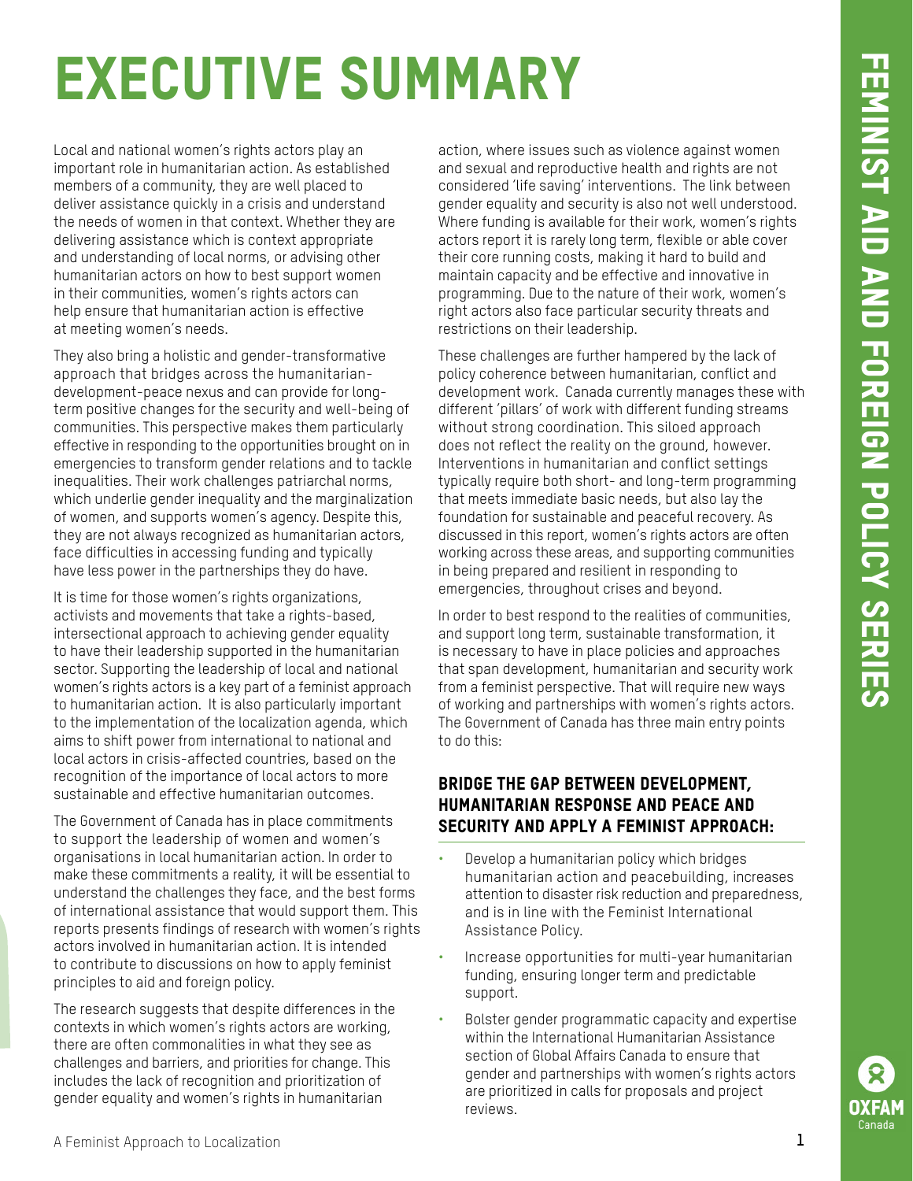# EXECUTIVE SUMMARY

Local and national women's rights actors play an important role in humanitarian action. As established members of a community, they are well placed to deliver assistance quickly in a crisis and understand the needs of women in that context. Whether they are delivering assistance which is context appropriate and understanding of local norms, or advising other humanitarian actors on how to best support women in their communities, women's rights actors can help ensure that humanitarian action is effective at meeting women's needs.

They also bring a holistic and gender-transformative approach that bridges across the humanitarian-development-peace nexus and can provide for long-term positive changes for the security and well-being of communities. This perspective makes them particularly effective in responding to the opportunities brought on in emergencies to transform gender relations and to tackle inequalities. Their work challenges patriarchal norms, which underlie gender inequality and the marginalization of women, and supports women's agency. Despite this, they are not always recognized as humanitarian actors, face difficulties in accessing funding and typically have less power in the partnerships they do have.

It is time for those women's rights organizations, activists and movements that take a rights-based, intersectional approach to achieving gender equality to have their leadership supported in the humanitarian sector. Supporting the leadership of local and national women's rights actors is a key part of a feminist approach to humanitarian action. It is also particularly important to the implementation of the localization agenda, which aims to shift power from international to national and local actors in crisis-affected countries, based on the recognition of the importance of local actors to more sustainable and effective humanitarian outcomes.

The Government of Canada has in place commitments to support the leadership of women and women's organisations in local humanitarian action. In order to make these commitments a reality, it will be essential to understand the challenges they face, and the best forms of international assistance that would support them. This reports presents findings of research with women's rights actors involved in humanitarian action. It is intended to contribute to discussions on how to apply feminist principles to aid and foreign policy.

The research suggests that despite differences in the contexts in which women's rights actors are working, there are often commonalities in what they see as challenges and barriers, and priorities for change. This includes the lack of recognition and prioritization of gender equality and women's rights in humanitarian action, where issues such as violence against women and sexual and reproductive health and rights are not considered 'life saving' interventions. The link between gender equality and security is also not well understood. Where funding is available for their work, women's rights actors report it is rarely long term, flexible or able cover their core running costs, making it hard to build and maintain capacity and be effective and innovative in programming. Due to the nature of their work, women's right actors also face particular security threats and restrictions on their leadership.

These challenges are further hampered by the lack of policy coherence between humanitarian, conflict and development work. Canada currently manages these with different 'pillars' of work with different funding streams without strong coordination. This siloed approach does not reflect the reality on the ground, however. Interventions in humanitarian and conflict settings typically require both short- and long-term programming that meets immediate basic needs, but also lay the foundation for sustainable and peaceful recovery. As discussed in this report, women's rights actors are often working across these areas, and supporting communities in being prepared and resilient in responding to emergencies, throughout crises and beyond.

In order to best respond to the realities of communities, and support long term, sustainable transformation, it is necessary to have in place policies and approaches that span development, humanitarian and security work from a feminist perspective. That will require new ways of working and partnerships with women's rights actors. The Government of Canada has three main entry points to do this:

### BRIDGE THE GAP BETWEEN DEVELOPMENT, HUMANITARIAN RESPONSE AND PEACE AND SECURITY AND APPLY A FEMINIST APPROACH:

- Develop a humanitarian policy which bridges humanitarian action and peacebuilding, increases attention to disaster risk reduction and preparedness, and is in line with the Feminist International Assistance Policy.
- Increase opportunities for multi-year humanitarian funding, ensuring longer term and predictable support.
- Bolster gender programmatic capacity and expertise within the International Humanitarian Assistance section of Global Affairs Canada to ensure that gender and partnerships with women's rights actors are prioritized in calls for proposals and project reviews.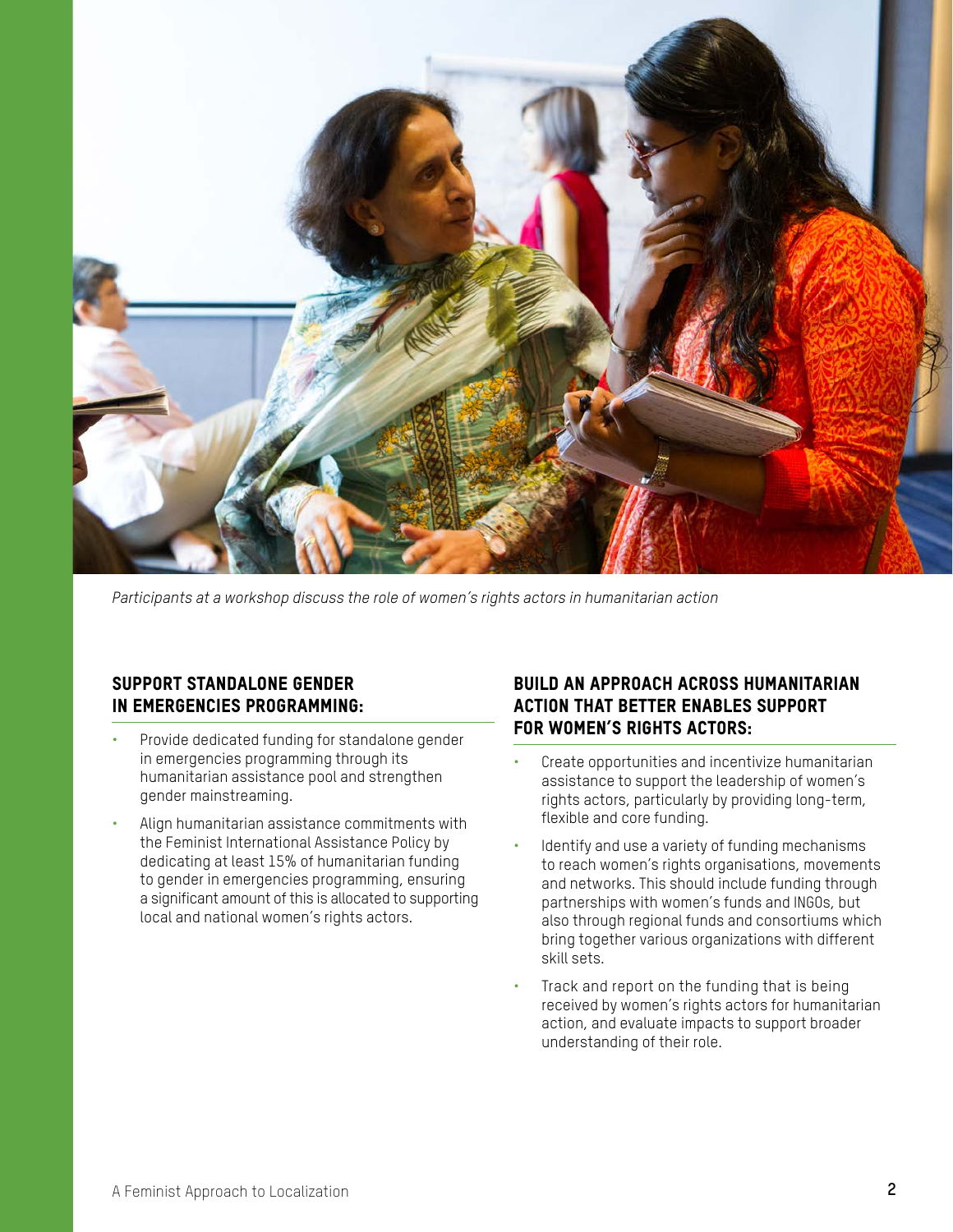*Participants at a workshop discuss the role of women's rights actors in humanitarian action*

### SUPPORT STANDALONE GENDER IN EMERGENCIES PROGRAMMING:

- Provide dedicated funding for standalone gender in emergencies programming through its humanitarian assistance pool and strengthen gender mainstreaming.
- Align humanitarian assistance commitments with the Feminist International Assistance Policy by dedicating at least 15% of humanitarian funding to gender in emergencies programming, ensuring a significant amount of this is allocated to supporting local and national women's rights actors.

### BUILD AN APPROACH ACROSS HUMANITARIAN ACTION THAT BETTER ENABLES SUPPORT FOR WOMEN'S RIGHTS ACTORS:

- Create opportunities and incentivize humanitarian assistance to support the leadership of women's rights actors, particularly by providing long-term, flexible and core funding.
- Identify and use a variety of funding mechanisms to reach women's rights organisations, movements and networks. This should include funding through partnerships with women's funds and INGOs, but also through regional funds and consortiums which bring together various organizations with different skill sets.
- Track and report on the funding that is being received by women's rights actors for humanitarian action, and evaluate impacts to support broader understanding of their role.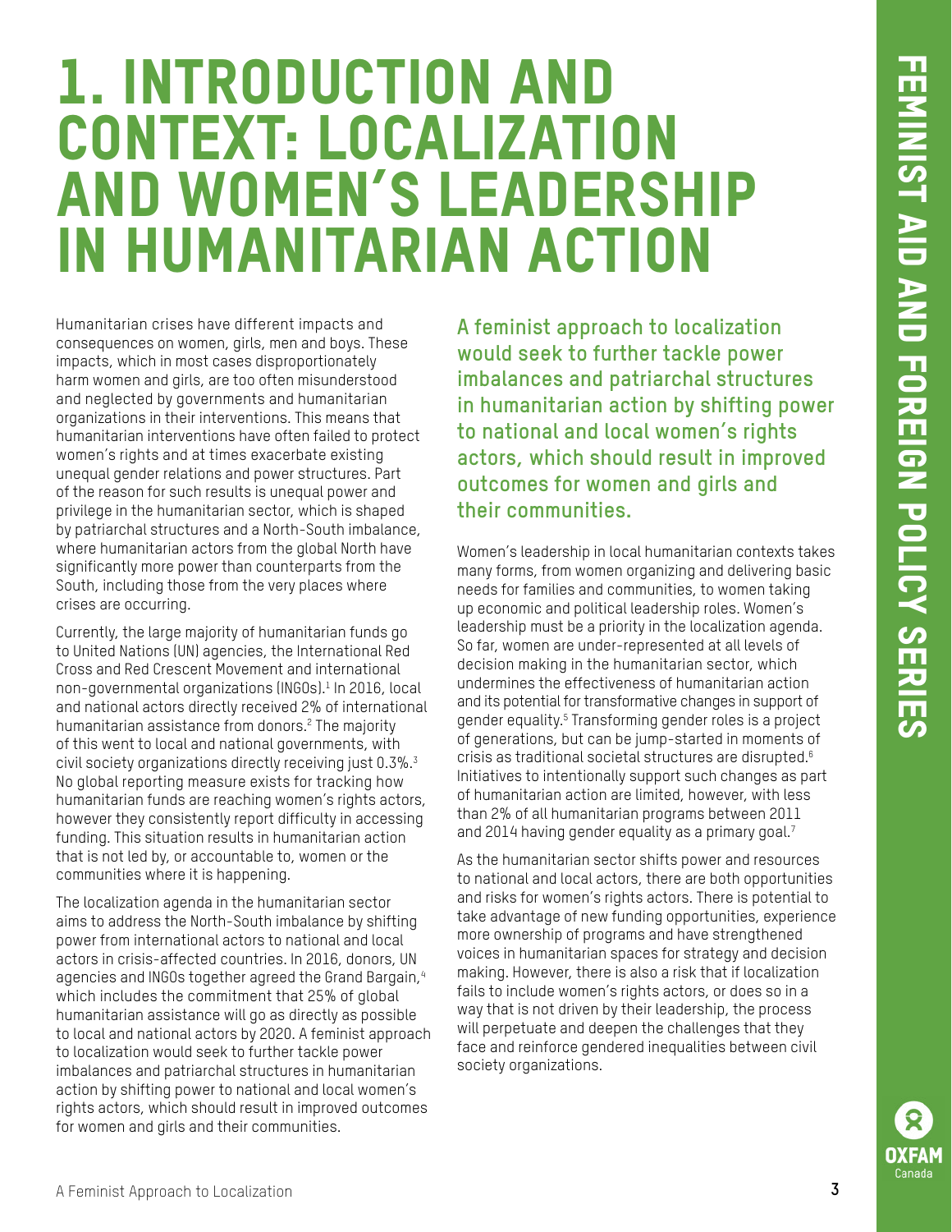# 1. INTRODUCTION AND CONTEXT: LOCALIZATION AND WOMEN'S LEADERSHIP IN HUMANITARIAN ACTION

Humanitarian crises have different impacts and consequences on women, girls, men and boys. These impacts, which in most cases disproportionately harm women and girls, are too often misunderstood and neglected by governments and humanitarian organizations in their interventions. This means that humanitarian interventions have often failed to protect women's rights and at times exacerbate existing unequal gender relations and power structures. Part of the reason for such results is unequal power and privilege in the humanitarian sector, which is shaped by patriarchal structures and a North-South imbalance, where humanitarian actors from the global North have significantly more power than counterparts from the South, including those from the very places where crises are occurring.

Currently, the large majority of humanitarian funds go to United Nations (UN) agencies, the International Red Cross and Red Crescent Movement and international non-governmental organizations (INGOs).[1] In 2016, local and national actors directly received 2% of international humanitarian assistance from donors.[2] The majority of this went to local and national governments, with civil society organizations directly receiving just 0.3%.[3] No global reporting measure exists for tracking how humanitarian funds are reaching women's rights actors, however they consistently report difficulty in accessing funding. This situation results in humanitarian action that is not led by, or accountable to, women or the communities where it is happening.

The localization agenda in the humanitarian sector aims to address the North-South imbalance by shifting power from international actors to national and local actors in crisis-affected countries. In 2016, donors, UN agencies and INGOs together agreed the Grand Bargain,[4] which includes the commitment that 25% of global humanitarian assistance will go as directly as possible to local and national actors by 2020. A feminist approach to localization would seek to further tackle power imbalances and patriarchal structures in humanitarian action by shifting power to national and local women's rights actors, which should result in improved outcomes for women and girls and their communities.

**A feminist approach to localization would seek to further tackle power imbalances and patriarchal structures in humanitarian action by shifting power to national and local women's rights actors, which should result in improved outcomes for women and girls and their communities.**

Women's leadership in local humanitarian contexts takes many forms, from women organizing and delivering basic needs for families and communities, to women taking up economic and political leadership roles. Women's leadership must be a priority in the localization agenda. So far, women are under-represented at all levels of decision making in the humanitarian sector, which undermines the effectiveness of humanitarian action and its potential for transformative changes in support of gender equality.[5] Transforming gender roles is a project of generations, but can be jump-started in moments of crisis as traditional societal structures are disrupted.[6] Initiatives to intentionally support such changes as part of humanitarian action are limited, however, with less than 2% of all humanitarian programs between 2011 and 2014 having gender equality as a primary goal.[7]

As the humanitarian sector shifts power and resources to national and local actors, there are both opportunities and risks for women's rights actors. There is potential to take advantage of new funding opportunities, experience more ownership of programs and have strengthened voices in humanitarian spaces for strategy and decision making. However, there is also a risk that if localization fails to include women's rights actors, or does so in a way that is not driven by their leadership, the process will perpetuate and deepen the challenges that they face and reinforce gendered inequalities between civil society organizations.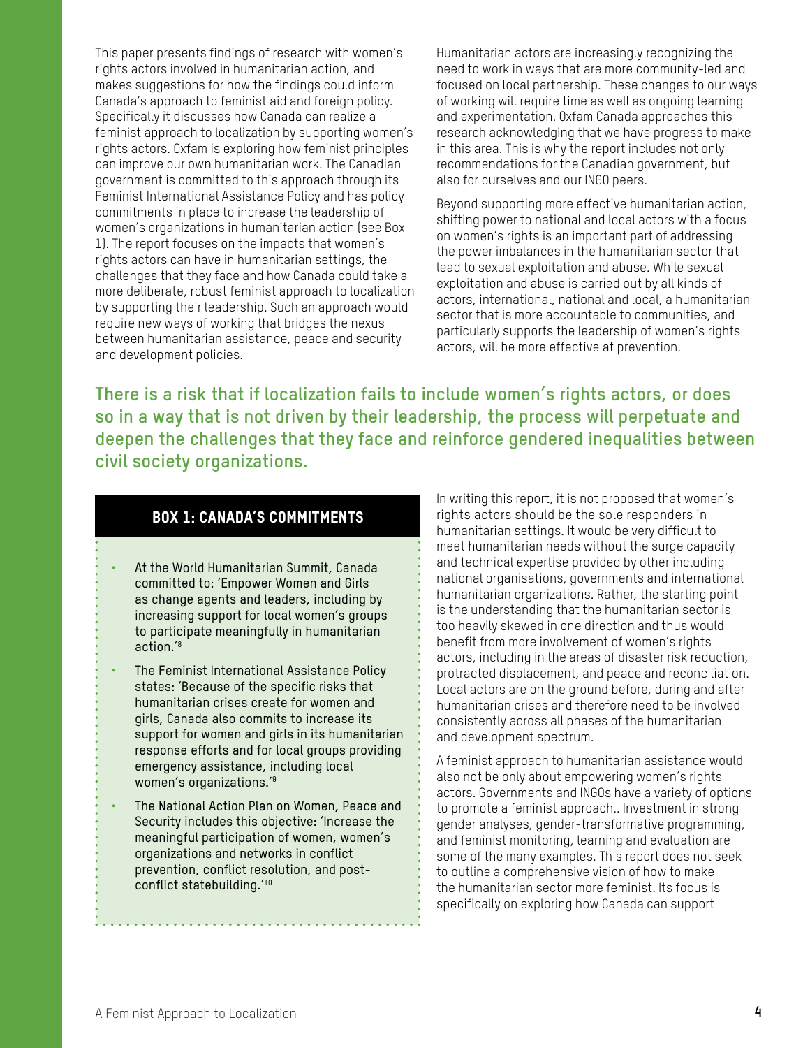This paper presents findings of research with women's rights actors involved in humanitarian action, and makes suggestions for how the findings could inform Canada's approach to feminist aid and foreign policy. Specifically it discusses how Canada can realize a feminist approach to localization by supporting women's rights actors. Oxfam is exploring how feminist principles can improve our own humanitarian work. The Canadian government is committed to this approach through its Feminist International Assistance Policy and has policy commitments in place to increase the leadership of women's organizations in humanitarian action (see Box 1). The report focuses on the impacts that women's rights actors can have in humanitarian settings, the challenges that they face and how Canada could take a more deliberate, robust feminist approach to localization by supporting their leadership. Such an approach would require new ways of working that bridges the nexus between humanitarian assistance, peace and security and development policies.

Humanitarian actors are increasingly recognizing the need to work in ways that are more community-led and focused on local partnership. These changes to our ways of working will require time as well as ongoing learning and experimentation. Oxfam Canada approaches this research acknowledging that we have progress to make in this area. This is why the report includes not only recommendations for the Canadian government, but also for ourselves and our INGO peers.

Beyond supporting more effective humanitarian action, shifting power to national and local actors with a focus on women's rights is an important part of addressing the power imbalances in the humanitarian sector that lead to sexual exploitation and abuse. While sexual exploitation and abuse is carried out by all kinds of actors, international, national and local, a humanitarian sector that is more accountable to communities, and particularly supports the leadership of women's rights actors, will be more effective at prevention.

**There is a risk that if localization fails to include women's rights actors, or does so in a way that is not driven by their leadership, the process will perpetuate and deepen the challenges that they face and reinforce gendered inequalities between civil society organizations.**

### BOX 1: CANADA'S COMMITMENTS

- At the World Humanitarian Summit, Canada committed to: 'Empower Women and Girls as change agents and leaders, including by increasing support for local women's groups to participate meaningfully in humanitarian action.'[8]
- The Feminist International Assistance Policy states: 'Because of the specific risks that humanitarian crises create for women and girls, Canada also commits to increase its support for women and girls in its humanitarian response efforts and for local groups providing emergency assistance, including local women's organizations.'[9]
- The National Action Plan on Women, Peace and Security includes this objective: 'Increase the meaningful participation of women, women's organizations and networks in conflict prevention, conflict resolution, and post-conflict statebuilding.'[10]

In writing this report, it is not proposed that women's rights actors should be the sole responders in humanitarian settings. It would be very difficult to meet humanitarian needs without the surge capacity and technical expertise provided by other including national organisations, governments and international humanitarian organizations. Rather, the starting point is the understanding that the humanitarian sector is too heavily skewed in one direction and thus would benefit from more involvement of women's rights actors, including in the areas of disaster risk reduction, protracted displacement, and peace and reconciliation. Local actors are on the ground before, during and after humanitarian crises and therefore need to be involved consistently across all phases of the humanitarian and development spectrum.

A feminist approach to humanitarian assistance would also not be only about empowering women's rights actors. Governments and INGOs have a variety of options to promote a feminist approach.. Investment in strong gender analyses, gender-transformative programming, and feminist monitoring, learning and evaluation are some of the many examples. This report does not seek to outline a comprehensive vision of how to make the humanitarian sector more feminist. Its focus is specifically on exploring how Canada can support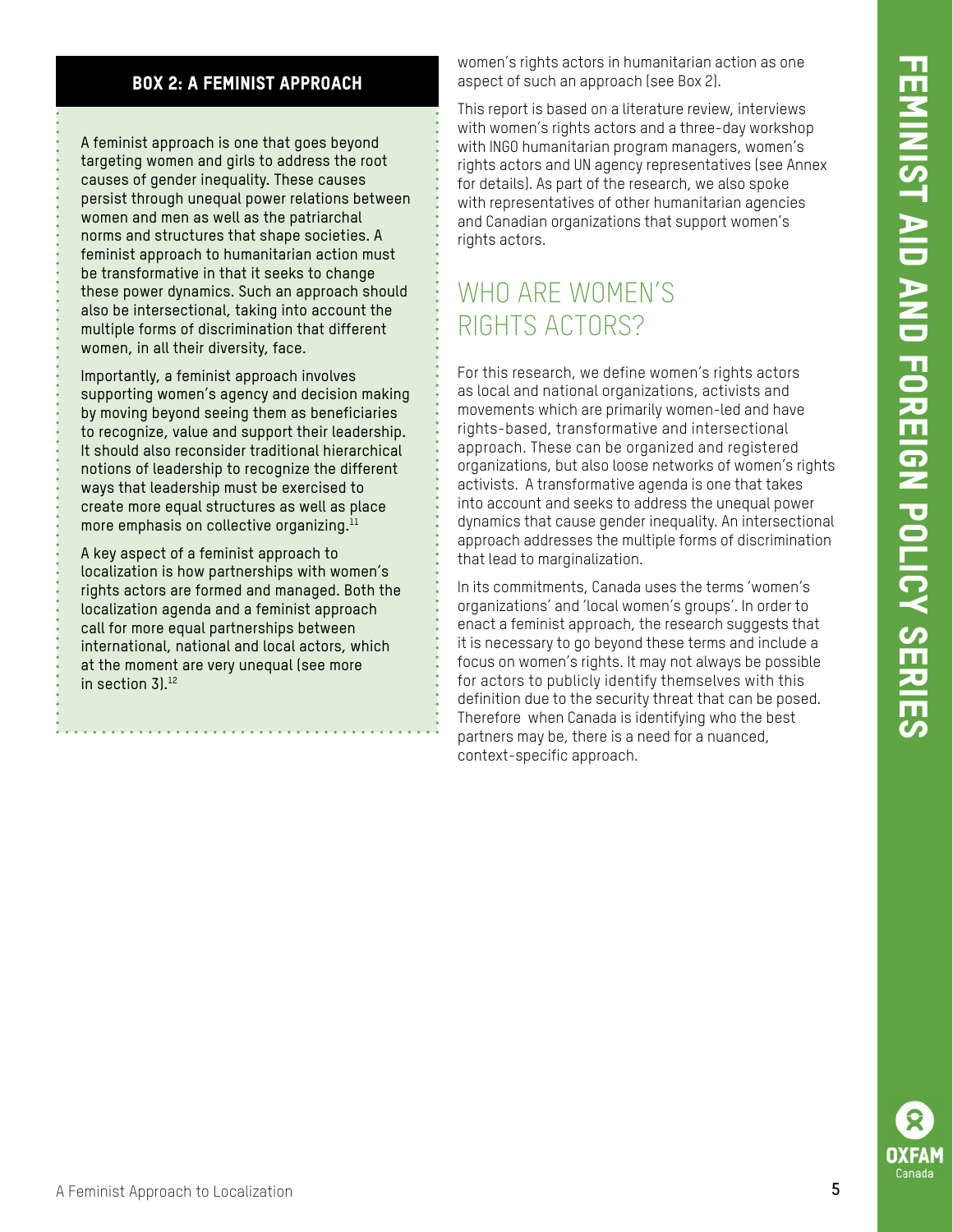### BOX 2: A FEMINIST APPROACH

A feminist approach is one that goes beyond targeting women and girls to address the root causes of gender inequality. These causes persist through unequal power relations between women and men as well as the patriarchal norms and structures that shape societies. A feminist approach to humanitarian action must be transformative in that it seeks to change these power dynamics. Such an approach should also be intersectional, taking into account the multiple forms of discrimination that different women, in all their diversity, face.

Importantly, a feminist approach involves supporting women's agency and decision making by moving beyond seeing them as beneficiaries to recognize, value and support their leadership. It should also reconsider traditional hierarchical notions of leadership to recognize the different ways that leadership must be exercised to create more equal structures as well as place more emphasis on collective organizing.[11]

A key aspect of a feminist approach to localization is how partnerships with women's rights actors are formed and managed. Both the localization agenda and a feminist approach call for more equal partnerships between international, national and local actors, which at the moment are very unequal (see more in section 3).[12]

women's rights actors in humanitarian action as one aspect of such an approach (see Box 2).

This report is based on a literature review, interviews with women's rights actors and a three-day workshop with INGO humanitarian program managers, women's rights actors and UN agency representatives (see Annex for details). As part of the research, we also spoke with representatives of other humanitarian agencies and Canadian organizations that support women's rights actors.

## WHO ARE WOMEN'S RIGHTS ACTORS?

For this research, we define women's rights actors as local and national organizations, activists and movements which are primarily women-led and have rights-based, transformative and intersectional approach. These can be organized and registered organizations, but also loose networks of women's rights activists. A transformative agenda is one that takes into account and seeks to address the unequal power dynamics that cause gender inequality. An intersectional approach addresses the multiple forms of discrimination that lead to marginalization.

In its commitments, Canada uses the terms 'women's organizations' and 'local women's groups'. In order to enact a feminist approach, the research suggests that it is necessary to go beyond these terms and include a focus on women's rights. It may not always be possible for actors to publicly identify themselves with this definition due to the security threat that can be posed. Therefore when Canada is identifying who the best partners may be, there is a need for a nuanced, context-specific approach.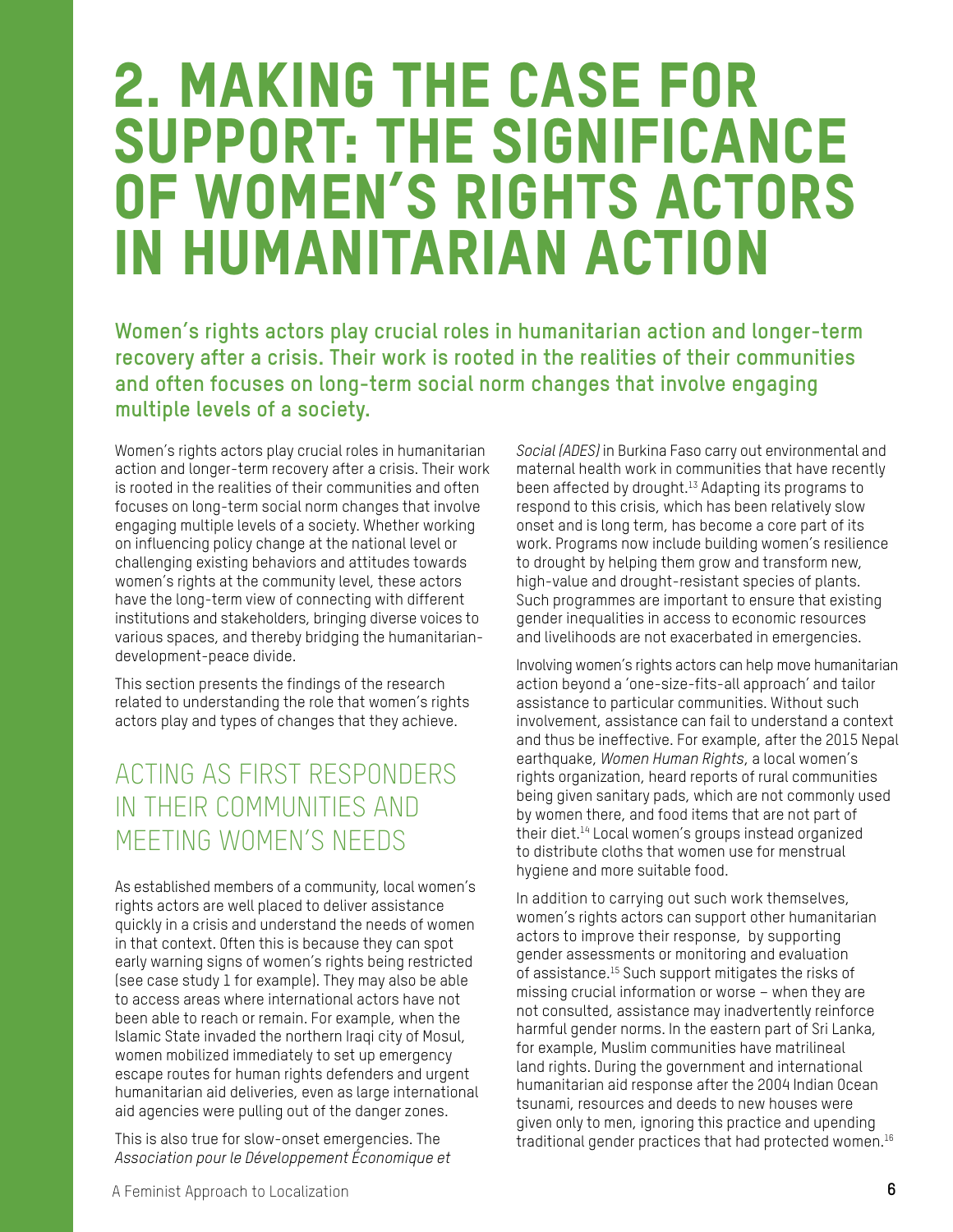# 2. MAKING THE CASE FOR SUPPORT: THE SIGNIFICANCE OF WOMEN'S RIGHTS ACTORS IN HUMANITARIAN ACTION

**Women's rights actors play crucial roles in humanitarian action and longer-term recovery after a crisis. Their work is rooted in the realities of their communities and often focuses on long-term social norm changes that involve engaging multiple levels of a society.**

Women's rights actors play crucial roles in humanitarian action and longer-term recovery after a crisis. Their work is rooted in the realities of their communities and often focuses on long-term social norm changes that involve engaging multiple levels of a society. Whether working on influencing policy change at the national level or challenging existing behaviors and attitudes towards women's rights at the community level, these actors have the long-term view of connecting with different institutions and stakeholders, bringing diverse voices to various spaces, and thereby bridging the humanitarian-development-peace divide.

This section presents the findings of the research related to understanding the role that women's rights actors play and types of changes that they achieve.

## ACTING AS FIRST RESPONDERS IN THEIR COMMUNITIES AND MEETING WOMEN'S NEEDS

As established members of a community, local women's rights actors are well placed to deliver assistance quickly in a crisis and understand the needs of women in that context. Often this is because they can spot early warning signs of women's rights being restricted (see case study 1 for example). They may also be able to access areas where international actors have not been able to reach or remain. For example, when the Islamic State invaded the northern Iraqi city of Mosul, women mobilized immediately to set up emergency escape routes for human rights defenders and urgent humanitarian aid deliveries, even as large international aid agencies were pulling out of the danger zones.

This is also true for slow-onset emergencies. The *Association pour le Développement Économique et Social (ADES)* in Burkina Faso carry out environmental and maternal health work in communities that have recently been affected by drought.[13] Adapting its programs to respond to this crisis, which has been relatively slow onset and is long term, has become a core part of its work. Programs now include building women's resilience to drought by helping them grow and transform new, high-value and drought-resistant species of plants. Such programmes are important to ensure that existing gender inequalities in access to economic resources and livelihoods are not exacerbated in emergencies.

Involving women's rights actors can help move humanitarian action beyond a 'one-size-fits-all approach' and tailor assistance to particular communities. Without such involvement, assistance can fail to understand a context and thus be ineffective. For example, after the 2015 Nepal earthquake, *Women Human Rights*, a local women's rights organization, heard reports of rural communities being given sanitary pads, which are not commonly used by women there, and food items that are not part of their diet.[14] Local women's groups instead organized to distribute cloths that women use for menstrual hygiene and more suitable food.

In addition to carrying out such work themselves, women's rights actors can support other humanitarian actors to improve their response, by supporting gender assessments or monitoring and evaluation of assistance.[15] Such support mitigates the risks of missing crucial information or worse – when they are not consulted, assistance may inadvertently reinforce harmful gender norms. In the eastern part of Sri Lanka, for example, Muslim communities have matrilineal land rights. During the government and international humanitarian aid response after the 2004 Indian Ocean tsunami, resources and deeds to new houses were given only to men, ignoring this practice and upending traditional gender practices that had protected women.[16]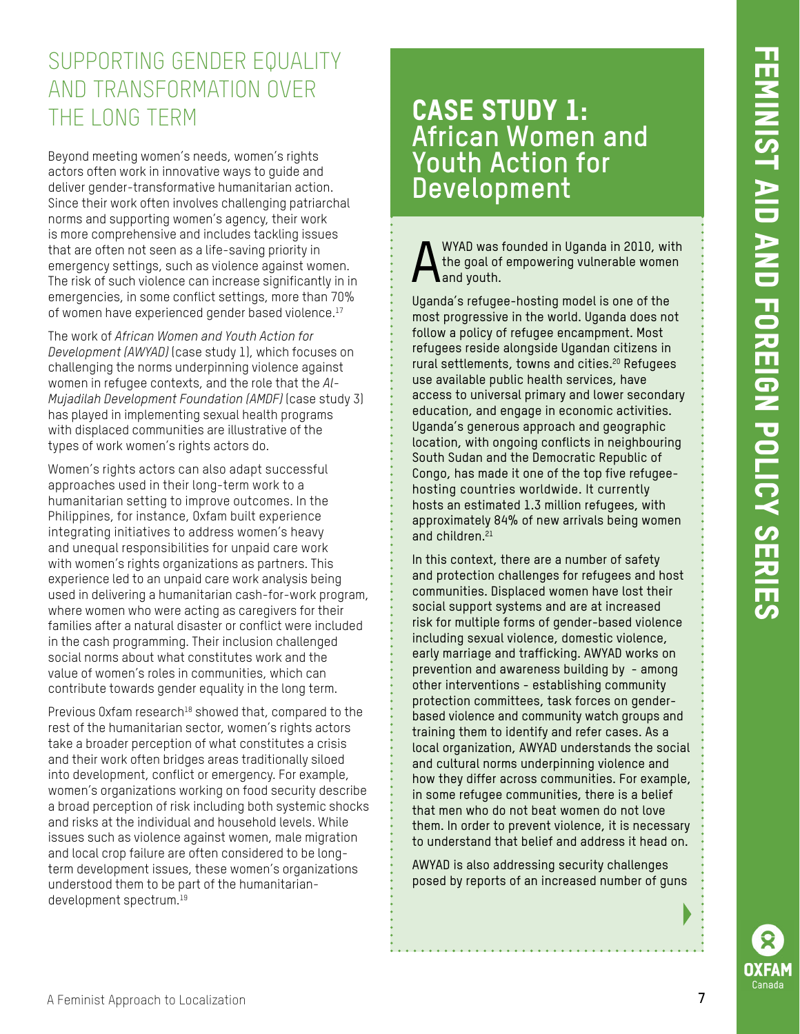## SUPPORTING GENDER EQUALITY AND TRANSFORMATION OVER THE LONG TERM

Beyond meeting women's needs, women's rights actors often work in innovative ways to guide and deliver gender-transformative humanitarian action. Since their work often involves challenging patriarchal norms and supporting women's agency, their work is more comprehensive and includes tackling issues that are often not seen as a life-saving priority in emergency settings, such as violence against women. The risk of such violence can increase significantly in in emergencies, in some conflict settings, more than 70% of women have experienced gender based violence.[17]

The work of *African Women and Youth Action for Development (AWYAD)* (case study 1), which focuses on challenging the norms underpinning violence against women in refugee contexts, and the role that the *Al-Mujadilah Development Foundation (AMDF)* (case study 3) has played in implementing sexual health programs with displaced communities are illustrative of the types of work women's rights actors do.

Women's rights actors can also adapt successful approaches used in their long-term work to a humanitarian setting to improve outcomes. In the Philippines, for instance, Oxfam built experience integrating initiatives to address women's heavy and unequal responsibilities for unpaid care work with women's rights organizations as partners. This experience led to an unpaid care work analysis being used in delivering a humanitarian cash-for-work program, where women who were acting as caregivers for their families after a natural disaster or conflict were included in the cash programming. Their inclusion challenged social norms about what constitutes work and the value of women's roles in communities, which can contribute towards gender equality in the long term.

Previous Oxfam research[18] showed that, compared to the rest of the humanitarian sector, women's rights actors take a broader perception of what constitutes a crisis and their work often bridges areas traditionally siloed into development, conflict or emergency. For example, women's organizations working on food security describe a broad perception of risk including both systemic shocks and risks at the individual and household levels. While issues such as violence against women, male migration and local crop failure are often considered to be long-term development issues, these women's organizations understood them to be part of the humanitarian-development spectrum.[19]

## CASE STUDY 1: African Women and Youth Action for Development

AWYAD was founded in Uganda in 2010, with the goal of empowering vulnerable women and youth.

Uganda's refugee-hosting model is one of the most progressive in the world. Uganda does not follow a policy of refugee encampment. Most refugees reside alongside Ugandan citizens in rural settlements, towns and cities.[20] Refugees use available public health services, have access to universal primary and lower secondary education, and engage in economic activities. Uganda's generous approach and geographic location, with ongoing conflicts in neighbouring South Sudan and the Democratic Republic of Congo, has made it one of the top five refugee-hosting countries worldwide. It currently hosts an estimated 1.3 million refugees, with approximately 84% of new arrivals being women and children.[21]

In this context, there are a number of safety and protection challenges for refugees and host communities. Displaced women have lost their social support systems and are at increased risk for multiple forms of gender-based violence including sexual violence, domestic violence, early marriage and trafficking. AWYAD works on prevention and awareness building by - among other interventions - establishing community protection committees, task forces on gender-based violence and community watch groups and training them to identify and refer cases. As a local organization, AWYAD understands the social and cultural norms underpinning violence and how they differ across communities. For example, in some refugee communities, there is a belief that men who do not beat women do not love them. In order to prevent violence, it is necessary to understand that belief and address it head on.

AWYAD is also addressing security challenges posed by reports of an increased number of guns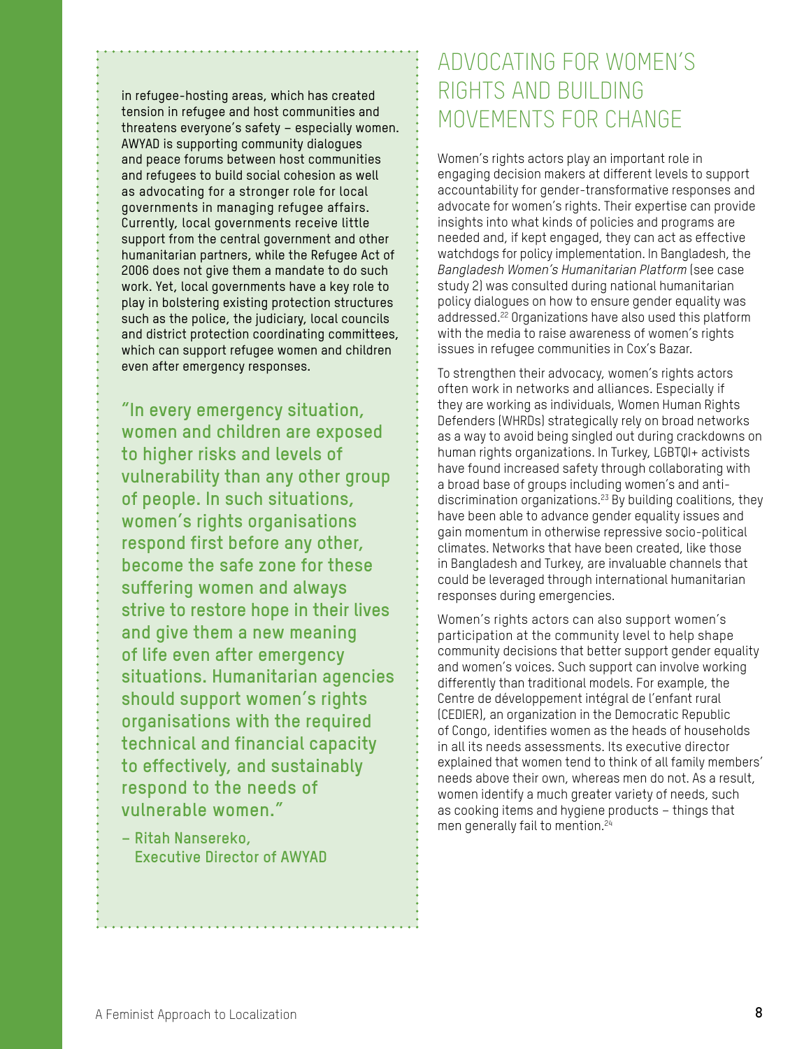in refugee-hosting areas, which has created tension in refugee and host communities and threatens everyone's safety – especially women. AWYAD is supporting community dialogues and peace forums between host communities and refugees to build social cohesion as well as advocating for a stronger role for local governments in managing refugee affairs. Currently, local governments receive little support from the central government and other humanitarian partners, while the Refugee Act of 2006 does not give them a mandate to do such work. Yet, local governments have a key role to play in bolstering existing protection structures such as the police, the judiciary, local councils and district protection coordinating committees, which can support refugee women and children even after emergency responses.

**"In every emergency situation, women and children are exposed to higher risks and levels of vulnerability than any other group of people. In such situations, women's rights organisations respond first before any other, become the safe zone for these suffering women and always strive to restore hope in their lives and give them a new meaning of life even after emergency situations. Humanitarian agencies should support women's rights organisations with the required technical and financial capacity to effectively, and sustainably respond to the needs of vulnerable women."**

**– Ritah Nansereko, Executive Director of AWYAD**

## ADVOCATING FOR WOMEN'S RIGHTS AND BUILDING MOVEMENTS FOR CHANGE

Women's rights actors play an important role in engaging decision makers at different levels to support accountability for gender-transformative responses and advocate for women's rights. Their expertise can provide insights into what kinds of policies and programs are needed and, if kept engaged, they can act as effective watchdogs for policy implementation. In Bangladesh, the *Bangladesh Women's Humanitarian Platform* (see case study 2) was consulted during national humanitarian policy dialogues on how to ensure gender equality was addressed.[22] Organizations have also used this platform with the media to raise awareness of women's rights issues in refugee communities in Cox's Bazar.

To strengthen their advocacy, women's rights actors often work in networks and alliances. Especially if they are working as individuals, Women Human Rights Defenders (WHRDs) strategically rely on broad networks as a way to avoid being singled out during crackdowns on human rights organizations. In Turkey, LGBTQI+ activists have found increased safety through collaborating with a broad base of groups including women's and anti-discrimination organizations.[23] By building coalitions, they have been able to advance gender equality issues and gain momentum in otherwise repressive socio-political climates. Networks that have been created, like those in Bangladesh and Turkey, are invaluable channels that could be leveraged through international humanitarian responses during emergencies.

Women's rights actors can also support women's participation at the community level to help shape community decisions that better support gender equality and women's voices. Such support can involve working differently than traditional models. For example, the Centre de développement intégral de l'enfant rural (CEDIER), an organization in the Democratic Republic of Congo, identifies women as the heads of households in all its needs assessments. Its executive director explained that women tend to think of all family members' needs above their own, whereas men do not. As a result, women identify a much greater variety of needs, such as cooking items and hygiene products – things that men generally fail to mention.[24]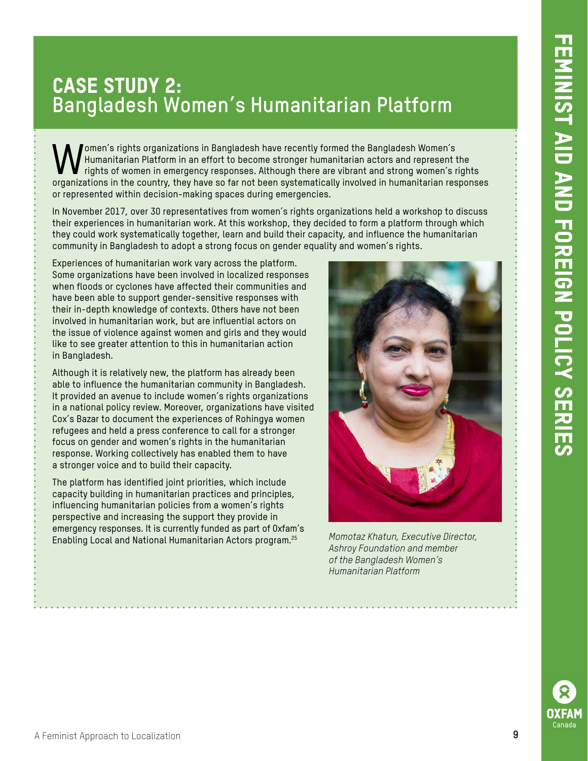## CASE STUDY 2: Bangladesh Women's Humanitarian Platform

Women's rights organizations in Bangladesh have recently formed the Bangladesh Women's Humanitarian Platform in an effort to become stronger humanitarian actors and represent the rights of women in emergency responses. Although there are vibrant and strong women's rights organizations in the country, they have so far not been systematically involved in humanitarian responses or represented within decision-making spaces during emergencies.

In November 2017, over 30 representatives from women's rights organizations held a workshop to discuss their experiences in humanitarian work. At this workshop, they decided to form a platform through which they could work systematically together, learn and build their capacity, and influence the humanitarian community in Bangladesh to adopt a strong focus on gender equality and women's rights.

Experiences of humanitarian work vary across the platform. Some organizations have been involved in localized responses when floods or cyclones have affected their communities and have been able to support gender-sensitive responses with their in-depth knowledge of contexts. Others have not been involved in humanitarian work, but are influential actors on the issue of violence against women and girls and they would like to see greater attention to this in humanitarian action in Bangladesh.

Although it is relatively new, the platform has already been able to influence the humanitarian community in Bangladesh. It provided an avenue to include women's rights organizations in a national policy review. Moreover, organizations have visited Cox's Bazar to document the experiences of Rohingya women refugees and held a press conference to call for a stronger focus on gender and women's rights in the humanitarian response. Working collectively has enabled them to have a stronger voice and to build their capacity.

The platform has identified joint priorities, which include capacity building in humanitarian practices and principles, influencing humanitarian policies from a women's rights perspective and increasing the support they provide in emergency responses. It is currently funded as part of Oxfam's Enabling Local and National Humanitarian Actors program.[25]

*Momotaz Khatun, Executive Director, Ashroy Foundation and member of the Bangladesh Women's Humanitarian Platform*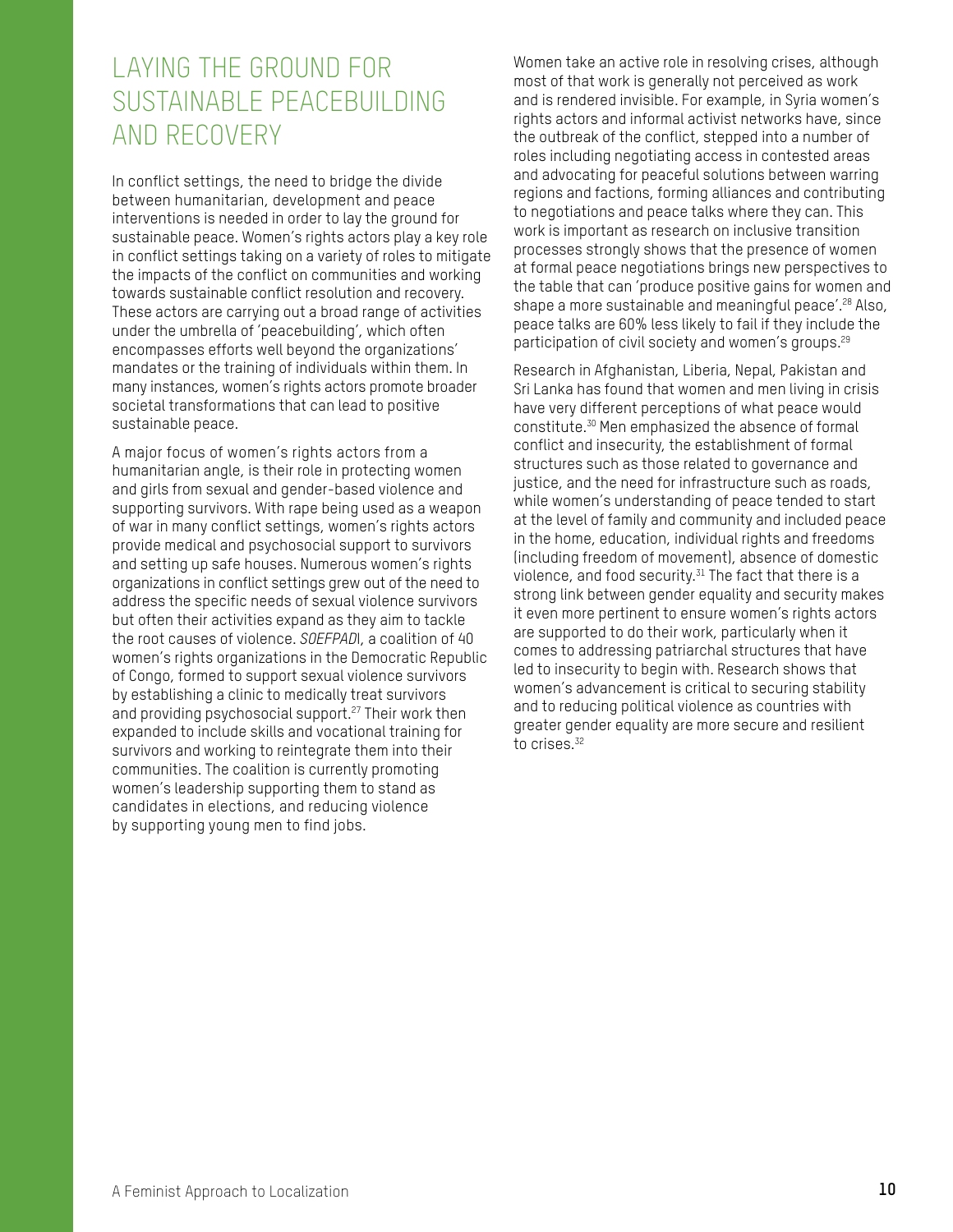## LAYING THE GROUND FOR SUSTAINABLE PEACEBUILDING AND RECOVERY

In conflict settings, the need to bridge the divide between humanitarian, development and peace interventions is needed in order to lay the ground for sustainable peace. Women's rights actors play a key role in conflict settings taking on a variety of roles to mitigate the impacts of the conflict on communities and working towards sustainable conflict resolution and recovery. These actors are carrying out a broad range of activities under the umbrella of 'peacebuilding', which often encompasses efforts well beyond the organizations' mandates or the training of individuals within them. In many instances, women's rights actors promote broader societal transformations that can lead to positive sustainable peace.

A major focus of women's rights actors from a humanitarian angle, is their role in protecting women and girls from sexual and gender-based violence and supporting survivors. With rape being used as a weapon of war in many conflict settings, women's rights actors provide medical and psychosocial support to survivors and setting up safe houses. Numerous women's rights organizations in conflict settings grew out of the need to address the specific needs of sexual violence survivors but often their activities expand as they aim to tackle the root causes of violence. *SOEFPADI*, a coalition of 40 women's rights organizations in the Democratic Republic of Congo, formed to support sexual violence survivors by establishing a clinic to medically treat survivors and providing psychosocial support.[27] Their work then expanded to include skills and vocational training for survivors and working to reintegrate them into their communities. The coalition is currently promoting women's leadership supporting them to stand as candidates in elections, and reducing violence by supporting young men to find jobs.

Women take an active role in resolving crises, although most of that work is generally not perceived as work and is rendered invisible. For example, in Syria women's rights actors and informal activist networks have, since the outbreak of the conflict, stepped into a number of roles including negotiating access in contested areas and advocating for peaceful solutions between warring regions and factions, forming alliances and contributing to negotiations and peace talks where they can. This work is important as research on inclusive transition processes strongly shows that the presence of women at formal peace negotiations brings new perspectives to the table that can 'produce positive gains for women and shape a more sustainable and meaningful peace'.[28] Also, peace talks are 60% less likely to fail if they include the participation of civil society and women's groups.[29]

Research in Afghanistan, Liberia, Nepal, Pakistan and Sri Lanka has found that women and men living in crisis have very different perceptions of what peace would constitute.[30] Men emphasized the absence of formal conflict and insecurity, the establishment of formal structures such as those related to governance and justice, and the need for infrastructure such as roads, while women's understanding of peace tended to start at the level of family and community and included peace in the home, education, individual rights and freedoms (including freedom of movement), absence of domestic violence, and food security.[31] The fact that there is a strong link between gender equality and security makes it even more pertinent to ensure women's rights actors are supported to do their work, particularly when it comes to addressing patriarchal structures that have led to insecurity to begin with. Research shows that women's advancement is critical to securing stability and to reducing political violence as countries with greater gender equality are more secure and resilient to crises.[32]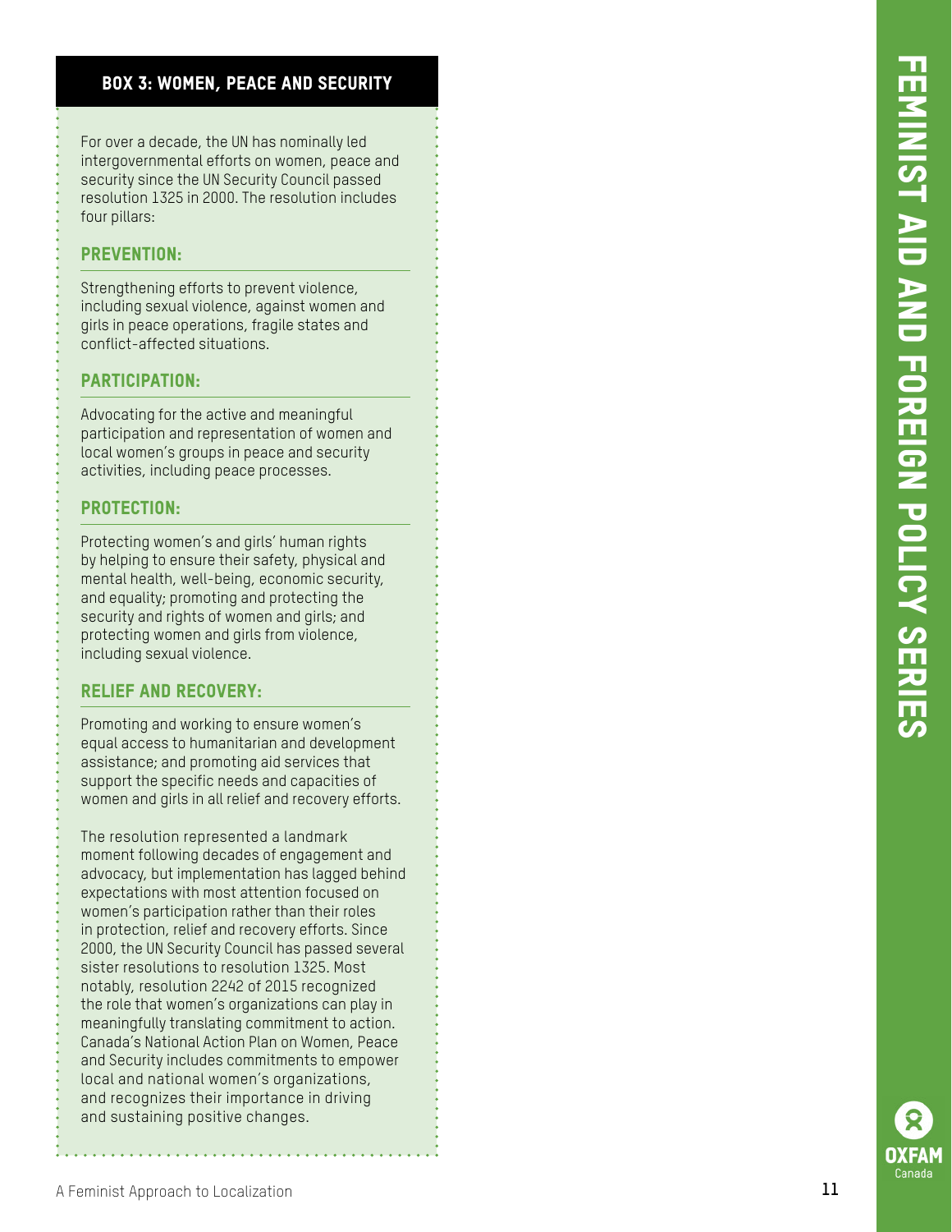## BOX 3: WOMEN, PEACE AND SECURITY

For over a decade, the UN has nominally led intergovernmental efforts on women, peace and security since the UN Security Council passed resolution 1325 in 2000. The resolution includes four pillars:

### PREVENTION:

Strengthening efforts to prevent violence, including sexual violence, against women and girls in peace operations, fragile states and conflict-affected situations.

### PARTICIPATION:

Advocating for the active and meaningful participation and representation of women and local women's groups in peace and security activities, including peace processes.

### PROTECTION:

Protecting women's and girls' human rights by helping to ensure their safety, physical and mental health, well-being, economic security, and equality; promoting and protecting the security and rights of women and girls; and protecting women and girls from violence, including sexual violence.

### RELIEF AND RECOVERY:

Promoting and working to ensure women's equal access to humanitarian and development assistance; and promoting aid services that support the specific needs and capacities of women and girls in all relief and recovery efforts.

The resolution represented a landmark moment following decades of engagement and advocacy, but implementation has lagged behind expectations with most attention focused on women's participation rather than their roles in protection, relief and recovery efforts. Since 2000, the UN Security Council has passed several sister resolutions to resolution 1325. Most notably, resolution 2242 of 2015 recognized the role that women's organizations can play in meaningfully translating commitment to action. Canada's National Action Plan on Women, Peace and Security includes commitments to empower local and national women's organizations, and recognizes their importance in driving and sustaining positive changes.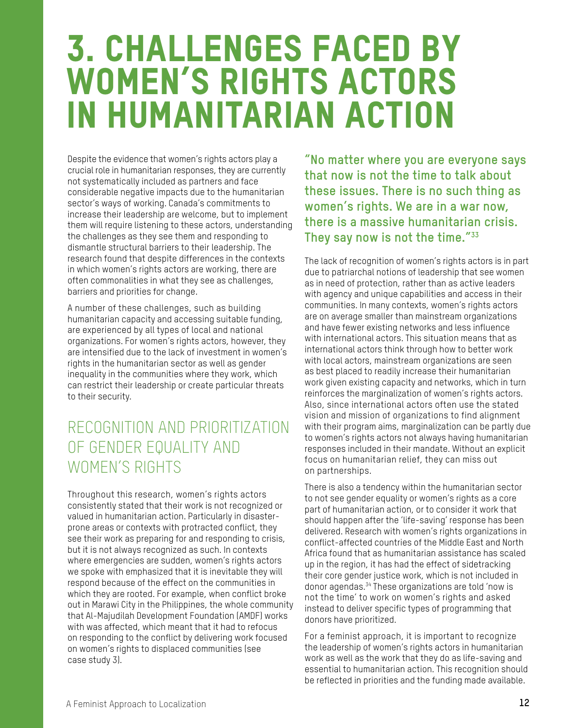# 3. CHALLENGES FACED BY WOMEN'S RIGHTS ACTORS IN HUMANITARIAN ACTION

Despite the evidence that women's rights actors play a crucial role in humanitarian responses, they are currently not systematically included as partners and face considerable negative impacts due to the humanitarian sector's ways of working. Canada's commitments to increase their leadership are welcome, but to implement them will require listening to these actors, understanding the challenges as they see them and responding to dismantle structural barriers to their leadership. The research found that despite differences in the contexts in which women's rights actors are working, there are often commonalities in what they see as challenges, barriers and priorities for change.

A number of these challenges, such as building humanitarian capacity and accessing suitable funding, are experienced by all types of local and national organizations. For women's rights actors, however, they are intensified due to the lack of investment in women's rights in the humanitarian sector as well as gender inequality in the communities where they work, which can restrict their leadership or create particular threats to their security.

## RECOGNITION AND PRIORITIZATION OF GENDER EQUALITY AND WOMEN'S RIGHTS

Throughout this research, women's rights actors consistently stated that their work is not recognized or valued in humanitarian action. Particularly in disaster-prone areas or contexts with protracted conflict, they see their work as preparing for and responding to crisis, but it is not always recognized as such. In contexts where emergencies are sudden, women's rights actors we spoke with emphasized that it is inevitable they will respond because of the effect on the communities in which they are rooted. For example, when conflict broke out in Marawi City in the Philippines, the whole community that Al-Majudilah Development Foundation (AMDF) works with was affected, which meant that it had to refocus on responding to the conflict by delivering work focused on women's rights to displaced communities (see case study 3).

**"No matter where you are everyone says that now is not the time to talk about these issues. There is no such thing as women's rights. We are in a war now, there is a massive humanitarian crisis. They say now is not the time."[33]**

The lack of recognition of women's rights actors is in part due to patriarchal notions of leadership that see women as in need of protection, rather than as active leaders with agency and unique capabilities and access in their communities. In many contexts, women's rights actors are on average smaller than mainstream organizations and have fewer existing networks and less influence with international actors. This situation means that as international actors think through how to better work with local actors, mainstream organizations are seen as best placed to readily increase their humanitarian work given existing capacity and networks, which in turn reinforces the marginalization of women's rights actors. Also, since international actors often use the stated vision and mission of organizations to find alignment with their program aims, marginalization can be partly due to women's rights actors not always having humanitarian responses included in their mandate. Without an explicit focus on humanitarian relief, they can miss out on partnerships.

There is also a tendency within the humanitarian sector to not see gender equality or women's rights as a core part of humanitarian action, or to consider it work that should happen after the 'life-saving' response has been delivered. Research with women's rights organizations in conflict-affected countries of the Middle East and North Africa found that as humanitarian assistance has scaled up in the region, it has had the effect of sidetracking their core gender justice work, which is not included in donor agendas.[34] These organizations are told 'now is not the time' to work on women's rights and asked instead to deliver specific types of programming that donors have prioritized.

For a feminist approach, it is important to recognize the leadership of women's rights actors in humanitarian work as well as the work that they do as life-saving and essential to humanitarian action. This recognition should be reflected in priorities and the funding made available.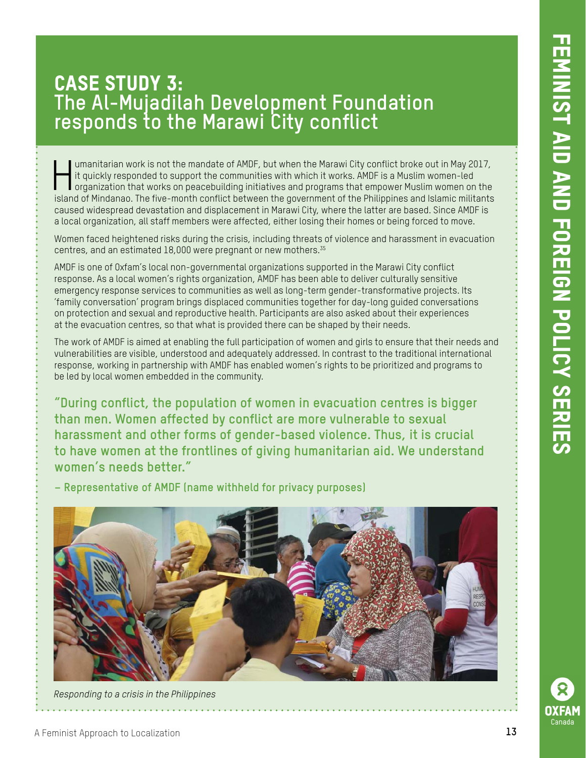# CASE STUDY 3: The Al-Mujadilah Development Foundation responds to the Marawi City conflict

Humanitarian work is not the mandate of AMDF, but when the Marawi City conflict broke out in May 2017, it quickly responded to support the communities with which it works. AMDF is a Muslim women-led organization that works on peacebuilding initiatives and programs that empower Muslim women on the island of Mindanao. The five-month conflict between the government of the Philippines and Islamic militants caused widespread devastation and displacement in Marawi City, where the latter are based. Since AMDF is a local organization, all staff members were affected, either losing their homes or being forced to move.

Women faced heightened risks during the crisis, including threats of violence and harassment in evacuation centres, and an estimated 18,000 were pregnant or new mothers.[35]

AMDF is one of Oxfam's local non-governmental organizations supported in the Marawi City conflict response. As a local women's rights organization, AMDF has been able to deliver culturally sensitive emergency response services to communities as well as long-term gender-transformative projects. Its 'family conversation' program brings displaced communities together for day-long guided conversations on protection and sexual and reproductive health. Participants are also asked about their experiences at the evacuation centres, so that what is provided there can be shaped by their needs.

The work of AMDF is aimed at enabling the full participation of women and girls to ensure that their needs and vulnerabilities are visible, understood and adequately addressed. In contrast to the traditional international response, working in partnership with AMDF has enabled women's rights to be prioritized and programs to be led by local women embedded in the community.

**"During conflict, the population of women in evacuation centres is bigger than men. Women affected by conflict are more vulnerable to sexual harassment and other forms of gender-based violence. Thus, it is crucial to have women at the frontlines of giving humanitarian aid. We understand women's needs better."**

**– Representative of AMDF (name withheld for privacy purposes)**

*Responding to a crisis in the Philippines*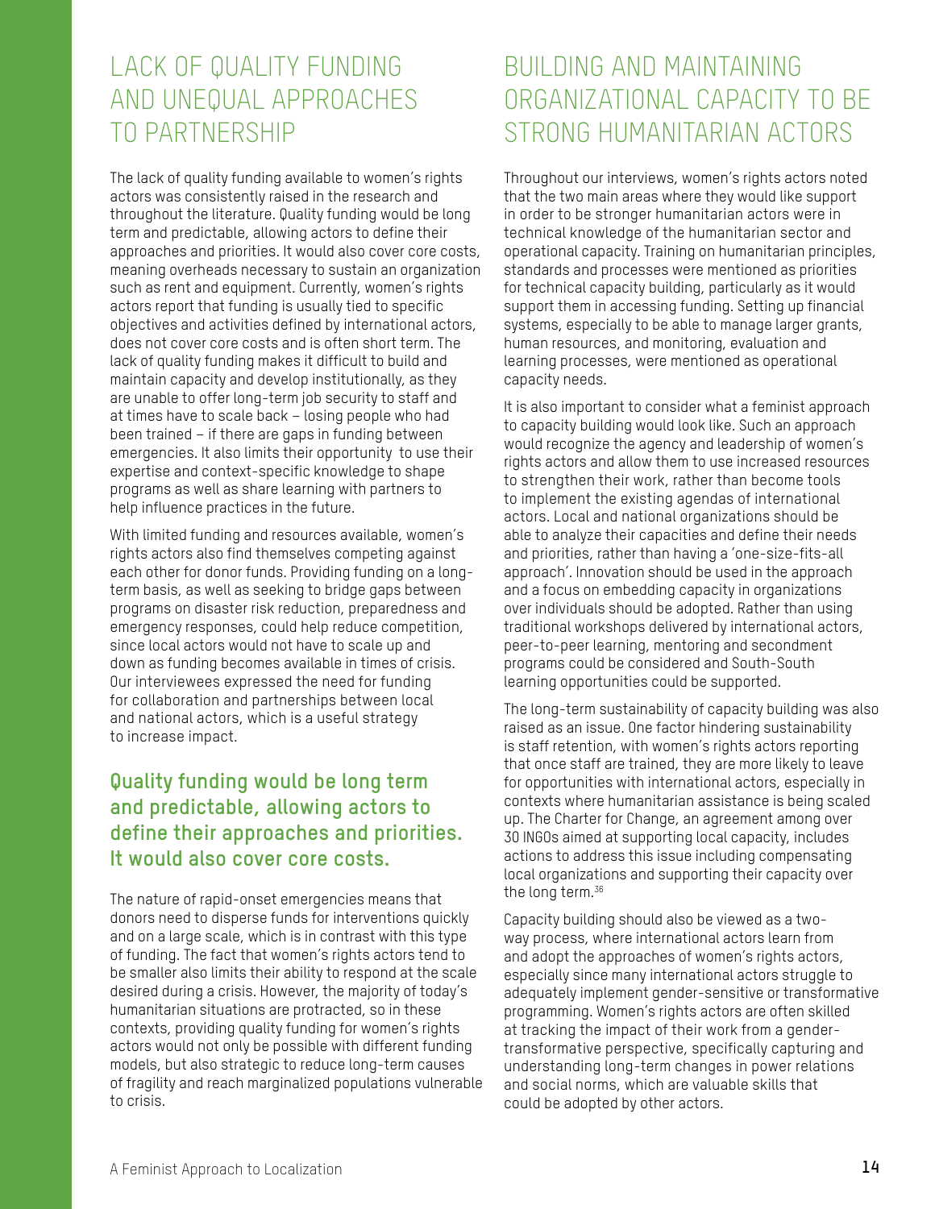## LACK OF QUALITY FUNDING AND UNEQUAL APPROACHES TO PARTNERSHIP

The lack of quality funding available to women's rights actors was consistently raised in the research and throughout the literature. Quality funding would be long term and predictable, allowing actors to define their approaches and priorities. It would also cover core costs, meaning overheads necessary to sustain an organization such as rent and equipment. Currently, women's rights actors report that funding is usually tied to specific objectives and activities defined by international actors, does not cover core costs and is often short term. The lack of quality funding makes it difficult to build and maintain capacity and develop institutionally, as they are unable to offer long-term job security to staff and at times have to scale back – losing people who had been trained – if there are gaps in funding between emergencies. It also limits their opportunity to use their expertise and context-specific knowledge to shape programs as well as share learning with partners to help influence practices in the future.

With limited funding and resources available, women's rights actors also find themselves competing against each other for donor funds. Providing funding on a long-term basis, as well as seeking to bridge gaps between programs on disaster risk reduction, preparedness and emergency responses, could help reduce competition, since local actors would not have to scale up and down as funding becomes available in times of crisis. Our interviewees expressed the need for funding for collaboration and partnerships between local and national actors, which is a useful strategy to increase impact.

**Quality funding would be long term and predictable, allowing actors to define their approaches and priorities. It would also cover core costs.**

The nature of rapid-onset emergencies means that donors need to disperse funds for interventions quickly and on a large scale, which is in contrast with this type of funding. The fact that women's rights actors tend to be smaller also limits their ability to respond at the scale desired during a crisis. However, the majority of today's humanitarian situations are protracted, so in these contexts, providing quality funding for women's rights actors would not only be possible with different funding models, but also strategic to reduce long-term causes of fragility and reach marginalized populations vulnerable to crisis.

## BUILDING AND MAINTAINING ORGANIZATIONAL CAPACITY TO BE STRONG HUMANITARIAN ACTORS

Throughout our interviews, women's rights actors noted that the two main areas where they would like support in order to be stronger humanitarian actors were in technical knowledge of the humanitarian sector and operational capacity. Training on humanitarian principles, standards and processes were mentioned as priorities for technical capacity building, particularly as it would support them in accessing funding. Setting up financial systems, especially to be able to manage larger grants, human resources, and monitoring, evaluation and learning processes, were mentioned as operational capacity needs.

It is also important to consider what a feminist approach to capacity building would look like. Such an approach would recognize the agency and leadership of women's rights actors and allow them to use increased resources to strengthen their work, rather than become tools to implement the existing agendas of international actors. Local and national organizations should be able to analyze their capacities and define their needs and priorities, rather than having a 'one-size-fits-all approach'. Innovation should be used in the approach and a focus on embedding capacity in organizations over individuals should be adopted. Rather than using traditional workshops delivered by international actors, peer-to-peer learning, mentoring and secondment programs could be considered and South-South learning opportunities could be supported.

The long-term sustainability of capacity building was also raised as an issue. One factor hindering sustainability is staff retention, with women's rights actors reporting that once staff are trained, they are more likely to leave for opportunities with international actors, especially in contexts where humanitarian assistance is being scaled up. The Charter for Change, an agreement among over 30 INGOs aimed at supporting local capacity, includes actions to address this issue including compensating local organizations and supporting their capacity over the long term.[36]

Capacity building should also be viewed as a two-way process, where international actors learn from and adopt the approaches of women's rights actors, especially since many international actors struggle to adequately implement gender-sensitive or transformative programming. Women's rights actors are often skilled at tracking the impact of their work from a gender-transformative perspective, specifically capturing and understanding long-term changes in power relations and social norms, which are valuable skills that could be adopted by other actors.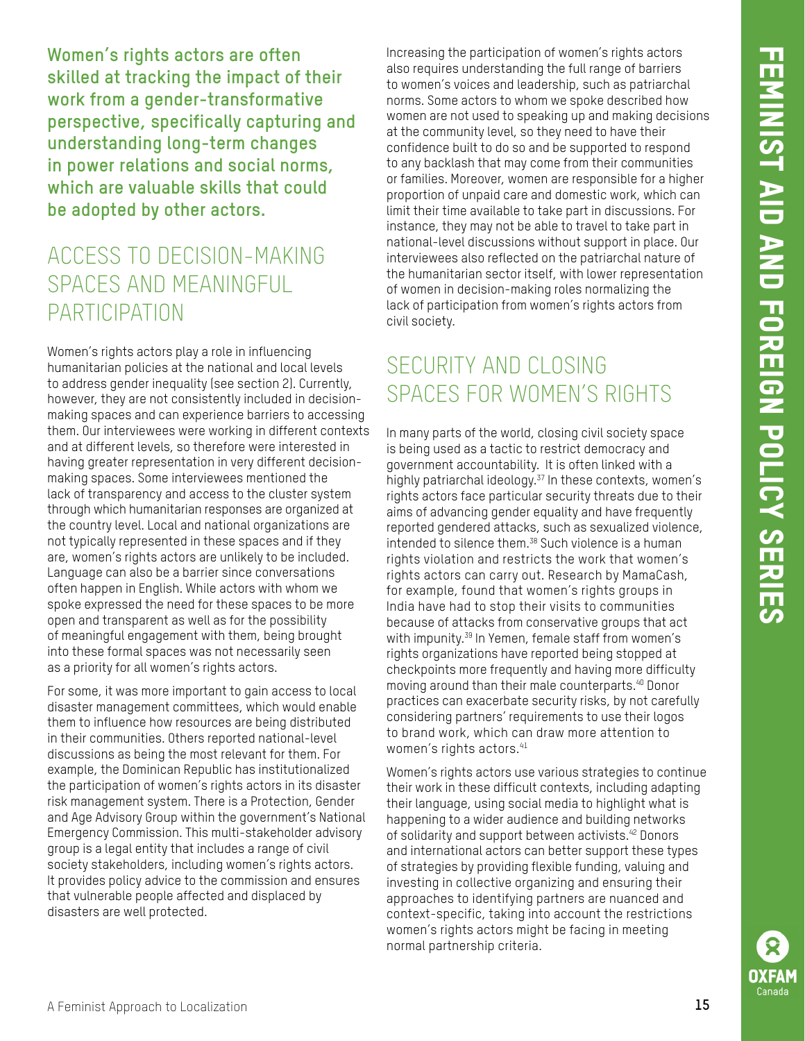**Women's rights actors are often skilled at tracking the impact of their work from a gender-transformative perspective, specifically capturing and understanding long-term changes in power relations and social norms, which are valuable skills that could be adopted by other actors.**

## ACCESS TO DECISION-MAKING SPACES AND MEANINGFUL PARTICIPATION

Women's rights actors play a role in influencing humanitarian policies at the national and local levels to address gender inequality (see section 2). Currently, however, they are not consistently included in decision-making spaces and can experience barriers to accessing them. Our interviewees were working in different contexts and at different levels, so therefore were interested in having greater representation in very different decision-making spaces. Some interviewees mentioned the lack of transparency and access to the cluster system through which humanitarian responses are organized at the country level. Local and national organizations are not typically represented in these spaces and if they are, women's rights actors are unlikely to be included. Language can also be a barrier since conversations often happen in English. While actors with whom we spoke expressed the need for these spaces to be more open and transparent as well as for the possibility of meaningful engagement with them, being brought into these formal spaces was not necessarily seen as a priority for all women's rights actors.

For some, it was more important to gain access to local disaster management committees, which would enable them to influence how resources are being distributed in their communities. Others reported national-level discussions as being the most relevant for them. For example, the Dominican Republic has institutionalized the participation of women's rights actors in its disaster risk management system. There is a Protection, Gender and Age Advisory Group within the government's National Emergency Commission. This multi-stakeholder advisory group is a legal entity that includes a range of civil society stakeholders, including women's rights actors. It provides policy advice to the commission and ensures that vulnerable people affected and displaced by disasters are well protected.

Increasing the participation of women's rights actors also requires understanding the full range of barriers to women's voices and leadership, such as patriarchal norms. Some actors to whom we spoke described how women are not used to speaking up and making decisions at the community level, so they need to have their confidence built to do so and be supported to respond to any backlash that may come from their communities or families. Moreover, women are responsible for a higher proportion of unpaid care and domestic work, which can limit their time available to take part in discussions. For instance, they may not be able to travel to take part in national-level discussions without support in place. Our interviewees also reflected on the patriarchal nature of the humanitarian sector itself, with lower representation of women in decision-making roles normalizing the lack of participation from women's rights actors from civil society.

## SECURITY AND CLOSING SPACES FOR WOMEN'S RIGHTS

In many parts of the world, closing civil society space is being used as a tactic to restrict democracy and government accountability. It is often linked with a highly patriarchal ideology.[37] In these contexts, women's rights actors face particular security threats due to their aims of advancing gender equality and have frequently reported gendered attacks, such as sexualized violence, intended to silence them.[38] Such violence is a human rights violation and restricts the work that women's rights actors can carry out. Research by MamaCash, for example, found that women's rights groups in India have had to stop their visits to communities because of attacks from conservative groups that act with impunity.[39] In Yemen, female staff from women's rights organizations have reported being stopped at checkpoints more frequently and having more difficulty moving around than their male counterparts.[40] Donor practices can exacerbate security risks, by not carefully considering partners' requirements to use their logos to brand work, which can draw more attention to women's rights actors.[41]

Women's rights actors use various strategies to continue their work in these difficult contexts, including adapting their language, using social media to highlight what is happening to a wider audience and building networks of solidarity and support between activists.[42] Donors and international actors can better support these types of strategies by providing flexible funding, valuing and investing in collective organizing and ensuring their approaches to identifying partners are nuanced and context-specific, taking into account the restrictions women's rights actors might be facing in meeting normal partnership criteria.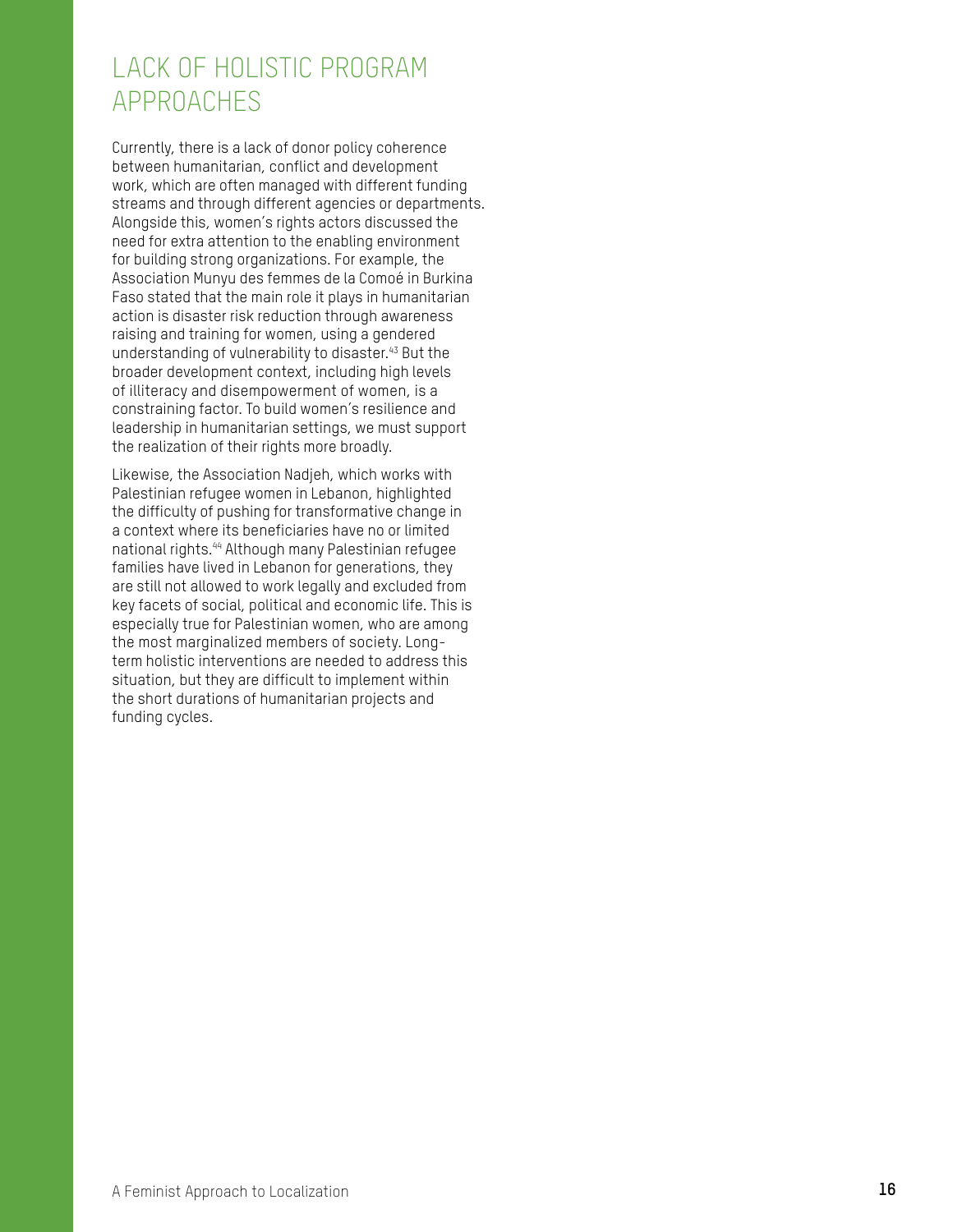## LACK OF HOLISTIC PROGRAM APPROACHES

Currently, there is a lack of donor policy coherence between humanitarian, conflict and development work, which are often managed with different funding streams and through different agencies or departments. Alongside this, women's rights actors discussed the need for extra attention to the enabling environment for building strong organizations. For example, the Association Munyu des femmes de la Comoé in Burkina Faso stated that the main role it plays in humanitarian action is disaster risk reduction through awareness raising and training for women, using a gendered understanding of vulnerability to disaster.[43] But the broader development context, including high levels of illiteracy and disempowerment of women, is a constraining factor. To build women's resilience and leadership in humanitarian settings, we must support the realization of their rights more broadly.

Likewise, the Association Nadjeh, which works with Palestinian refugee women in Lebanon, highlighted the difficulty of pushing for transformative change in a context where its beneficiaries have no or limited national rights.[44] Although many Palestinian refugee families have lived in Lebanon for generations, they are still not allowed to work legally and excluded from key facets of social, political and economic life. This is especially true for Palestinian women, who are among the most marginalized members of society. Long-term holistic interventions are needed to address this situation, but they are difficult to implement within the short durations of humanitarian projects and funding cycles.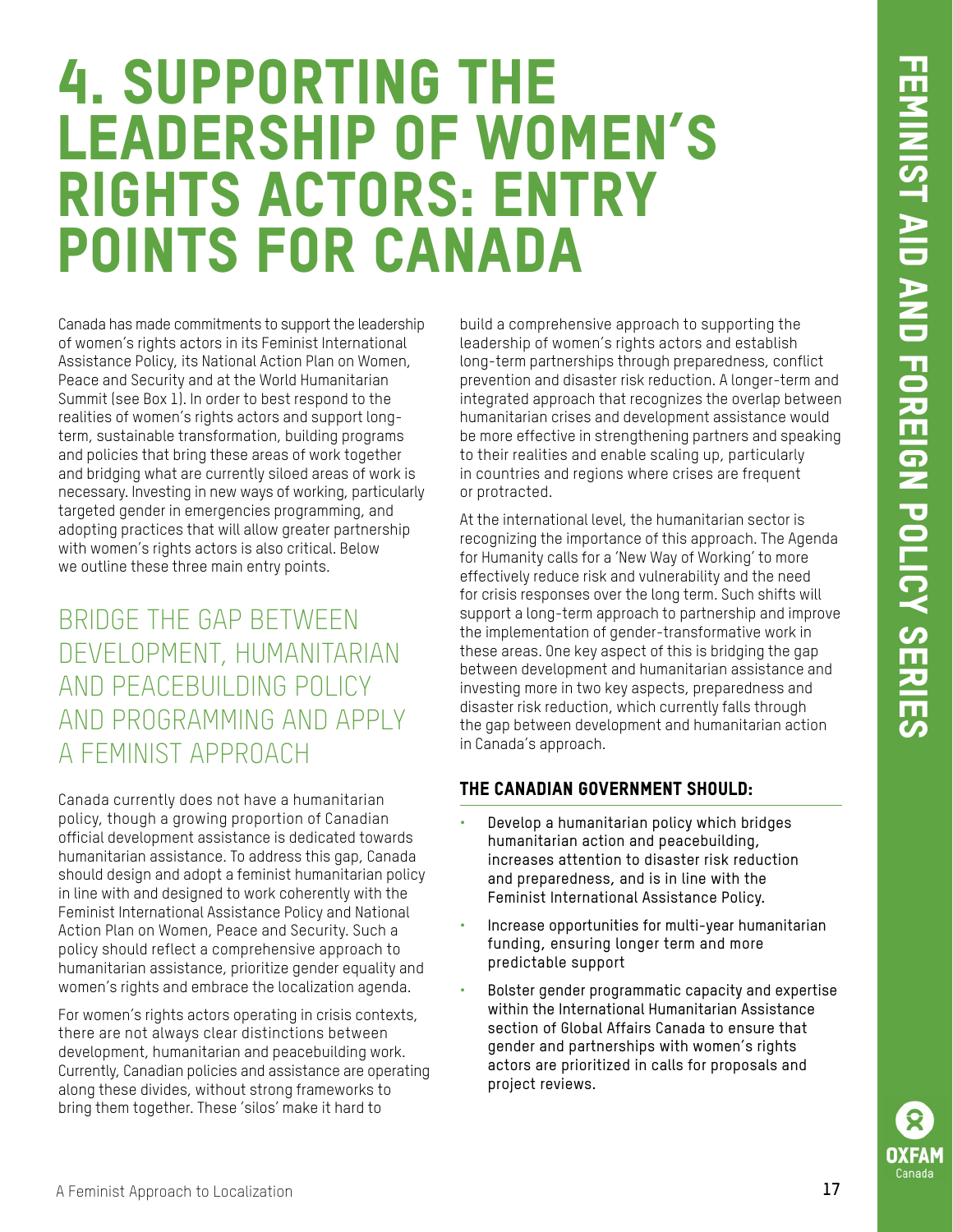# 4. SUPPORTING THE LEADERSHIP OF WOMEN'S RIGHTS ACTORS: ENTRY POINTS FOR CANADA

Canada has made commitments to support the leadership of women's rights actors in its Feminist International Assistance Policy, its National Action Plan on Women, Peace and Security and at the World Humanitarian Summit (see Box 1). In order to best respond to the realities of women's rights actors and support long-term, sustainable transformation, building programs and policies that bring these areas of work together and bridging what are currently siloed areas of work is necessary. Investing in new ways of working, particularly targeted gender in emergencies programming, and adopting practices that will allow greater partnership with women's rights actors is also critical. Below we outline these three main entry points.

## BRIDGE THE GAP BETWEEN DEVELOPMENT, HUMANITARIAN AND PEACEBUILDING POLICY AND PROGRAMMING AND APPLY A FEMINIST APPROACH

Canada currently does not have a humanitarian policy, though a growing proportion of Canadian official development assistance is dedicated towards humanitarian assistance. To address this gap, Canada should design and adopt a feminist humanitarian policy in line with and designed to work coherently with the Feminist International Assistance Policy and National Action Plan on Women, Peace and Security. Such a policy should reflect a comprehensive approach to humanitarian assistance, prioritize gender equality and women's rights and embrace the localization agenda.

For women's rights actors operating in crisis contexts, there are not always clear distinctions between development, humanitarian and peacebuilding work. Currently, Canadian policies and assistance are operating along these divides, without strong frameworks to bring them together. These 'silos' make it hard to build a comprehensive approach to supporting the leadership of women's rights actors and establish long-term partnerships through preparedness, conflict prevention and disaster risk reduction. A longer-term and integrated approach that recognizes the overlap between humanitarian crises and development assistance would be more effective in strengthening partners and speaking to their realities and enable scaling up, particularly in countries and regions where crises are frequent or protracted.

At the international level, the humanitarian sector is recognizing the importance of this approach. The Agenda for Humanity calls for a 'New Way of Working' to more effectively reduce risk and vulnerability and the need for crisis responses over the long term. Such shifts will support a long-term approach to partnership and improve the implementation of gender-transformative work in these areas. One key aspect of this is bridging the gap between development and humanitarian assistance and investing more in two key aspects, preparedness and disaster risk reduction, which currently falls through the gap between development and humanitarian action in Canada's approach.

### THE CANADIAN GOVERNMENT SHOULD:

- **Develop a humanitarian policy which bridges humanitarian action and peacebuilding, increases attention to disaster risk reduction and preparedness, and is in line with the Feminist International Assistance Policy.**
- **Increase opportunities for multi-year humanitarian funding, ensuring longer term and more predictable support**
- **Bolster gender programmatic capacity and expertise within the International Humanitarian Assistance section of Global Affairs Canada to ensure that gender and partnerships with women's rights actors are prioritized in calls for proposals and project reviews.**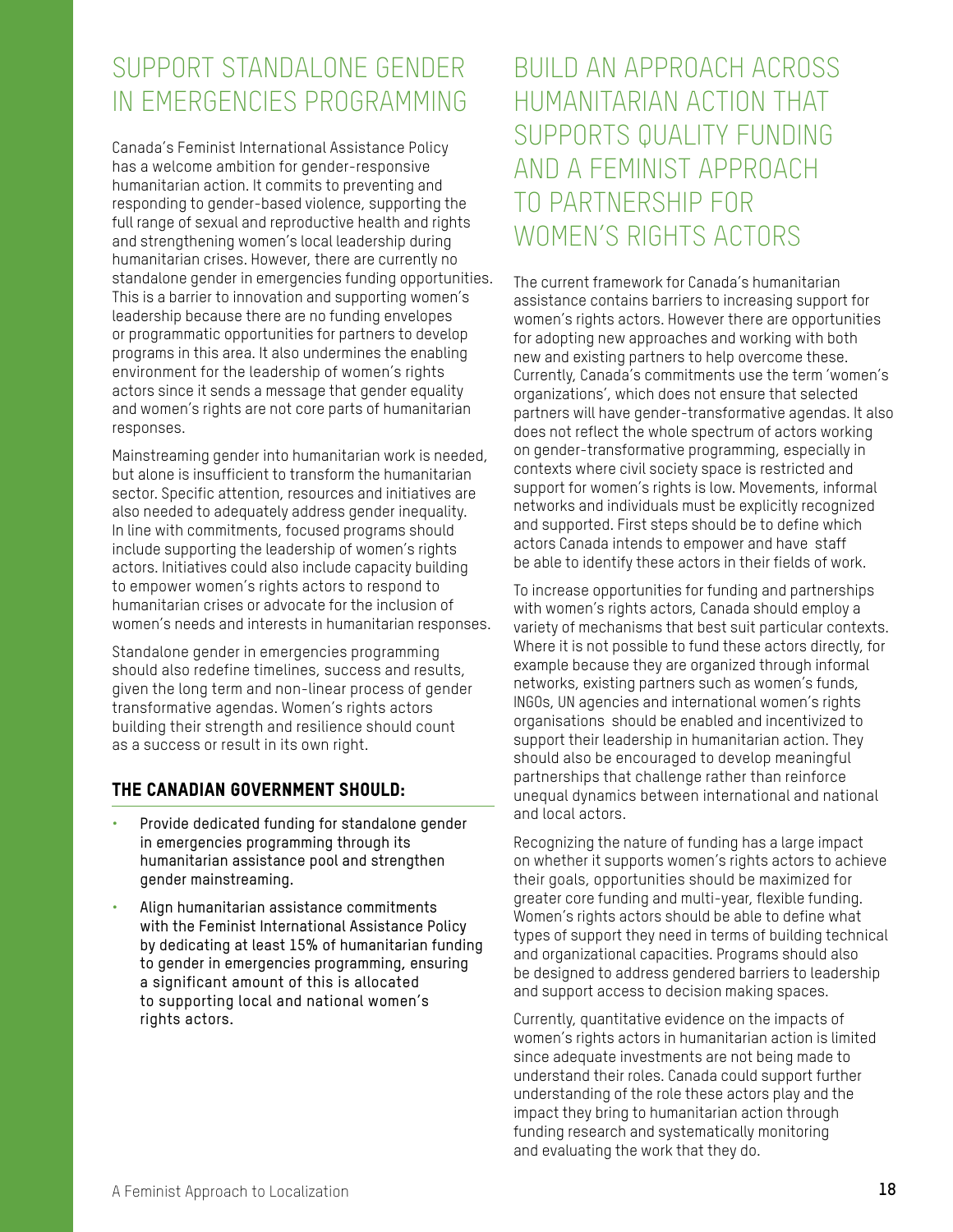## SUPPORT STANDALONE GENDER IN EMERGENCIES PROGRAMMING

Canada's Feminist International Assistance Policy has a welcome ambition for gender-responsive humanitarian action. It commits to preventing and responding to gender-based violence, supporting the full range of sexual and reproductive health and rights and strengthening women's local leadership during humanitarian crises. However, there are currently no standalone gender in emergencies funding opportunities. This is a barrier to innovation and supporting women's leadership because there are no funding envelopes or programmatic opportunities for partners to develop programs in this area. It also undermines the enabling environment for the leadership of women's rights actors since it sends a message that gender equality and women's rights are not core parts of humanitarian responses.

Mainstreaming gender into humanitarian work is needed, but alone is insufficient to transform the humanitarian sector. Specific attention, resources and initiatives are also needed to adequately address gender inequality. In line with commitments, focused programs should include supporting the leadership of women's rights actors. Initiatives could also include capacity building to empower women's rights actors to respond to humanitarian crises or advocate for the inclusion of women's needs and interests in humanitarian responses.

Standalone gender in emergencies programming should also redefine timelines, success and results, given the long term and non-linear process of gender transformative agendas. Women's rights actors building their strength and resilience should count as a success or result in its own right.

### THE CANADIAN GOVERNMENT SHOULD:

- **Provide dedicated funding for standalone gender in emergencies programming through its humanitarian assistance pool and strengthen gender mainstreaming.**
- **Align humanitarian assistance commitments with the Feminist International Assistance Policy by dedicating at least 15% of humanitarian funding to gender in emergencies programming, ensuring a significant amount of this is allocated to supporting local and national women's rights actors.**

## BUILD AN APPROACH ACROSS HUMANITARIAN ACTION THAT SUPPORTS QUALITY FUNDING AND A FEMINIST APPROACH TO PARTNERSHIP FOR WOMEN'S RIGHTS ACTORS

The current framework for Canada's humanitarian assistance contains barriers to increasing support for women's rights actors. However there are opportunities for adopting new approaches and working with both new and existing partners to help overcome these. Currently, Canada's commitments use the term 'women's organizations', which does not ensure that selected partners will have gender-transformative agendas. It also does not reflect the whole spectrum of actors working on gender-transformative programming, especially in contexts where civil society space is restricted and support for women's rights is low. Movements, informal networks and individuals must be explicitly recognized and supported. First steps should be to define which actors Canada intends to empower and have staff be able to identify these actors in their fields of work.

To increase opportunities for funding and partnerships with women's rights actors, Canada should employ a variety of mechanisms that best suit particular contexts. Where it is not possible to fund these actors directly, for example because they are organized through informal networks, existing partners such as women's funds, INGOs, UN agencies and international women's rights organisations should be enabled and incentivized to support their leadership in humanitarian action. They should also be encouraged to develop meaningful partnerships that challenge rather than reinforce unequal dynamics between international and national and local actors.

Recognizing the nature of funding has a large impact on whether it supports women's rights actors to achieve their goals, opportunities should be maximized for greater core funding and multi-year, flexible funding. Women's rights actors should be able to define what types of support they need in terms of building technical and organizational capacities. Programs should also be designed to address gendered barriers to leadership and support access to decision making spaces.

Currently, quantitative evidence on the impacts of women's rights actors in humanitarian action is limited since adequate investments are not being made to understand their roles. Canada could support further understanding of the role these actors play and the impact they bring to humanitarian action through funding research and systematically monitoring and evaluating the work that they do.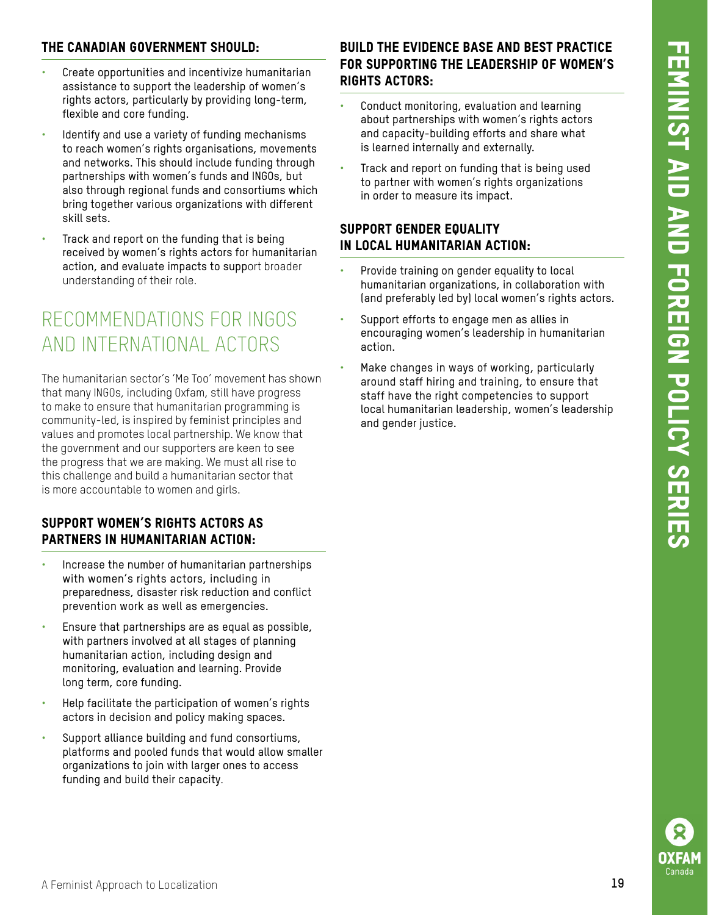### THE CANADIAN GOVERNMENT SHOULD:

- Create opportunities and incentivize humanitarian assistance to support the leadership of women's rights actors, particularly by providing long-term, flexible and core funding.
- Identify and use a variety of funding mechanisms to reach women's rights organisations, movements and networks. This should include funding through partnerships with women's funds and INGOs, but also through regional funds and consortiums which bring together various organizations with different skill sets.
- Track and report on the funding that is being received by women's rights actors for humanitarian action, and evaluate impacts to support broader understanding of their role.

## RECOMMENDATIONS FOR INGOS AND INTERNATIONAL ACTORS

The humanitarian sector's 'Me Too' movement has shown that many INGOs, including Oxfam, still have progress to make to ensure that humanitarian programming is community-led, is inspired by feminist principles and values and promotes local partnership. We know that the government and our supporters are keen to see the progress that we are making. We must all rise to this challenge and build a humanitarian sector that is more accountable to women and girls.

### SUPPORT WOMEN'S RIGHTS ACTORS AS PARTNERS IN HUMANITARIAN ACTION:

- Increase the number of humanitarian partnerships with women's rights actors, including in preparedness, disaster risk reduction and conflict prevention work as well as emergencies.
- Ensure that partnerships are as equal as possible, with partners involved at all stages of planning humanitarian action, including design and monitoring, evaluation and learning. Provide long term, core funding.
- Help facilitate the participation of women's rights actors in decision and policy making spaces.
- Support alliance building and fund consortiums, platforms and pooled funds that would allow smaller organizations to join with larger ones to access funding and build their capacity.

### BUILD THE EVIDENCE BASE AND BEST PRACTICE FOR SUPPORTING THE LEADERSHIP OF WOMEN'S RIGHTS ACTORS:

- Conduct monitoring, evaluation and learning about partnerships with women's rights actors and capacity-building efforts and share what is learned internally and externally.
- Track and report on funding that is being used to partner with women's rights organizations in order to measure its impact.

### SUPPORT GENDER EQUALITY IN LOCAL HUMANITARIAN ACTION:

- Provide training on gender equality to local humanitarian organizations, in collaboration with (and preferably led by) local women's rights actors.
- Support efforts to engage men as allies in encouraging women's leadership in humanitarian action.
- Make changes in ways of working, particularly around staff hiring and training, to ensure that staff have the right competencies to support local humanitarian leadership, women's leadership and gender justice.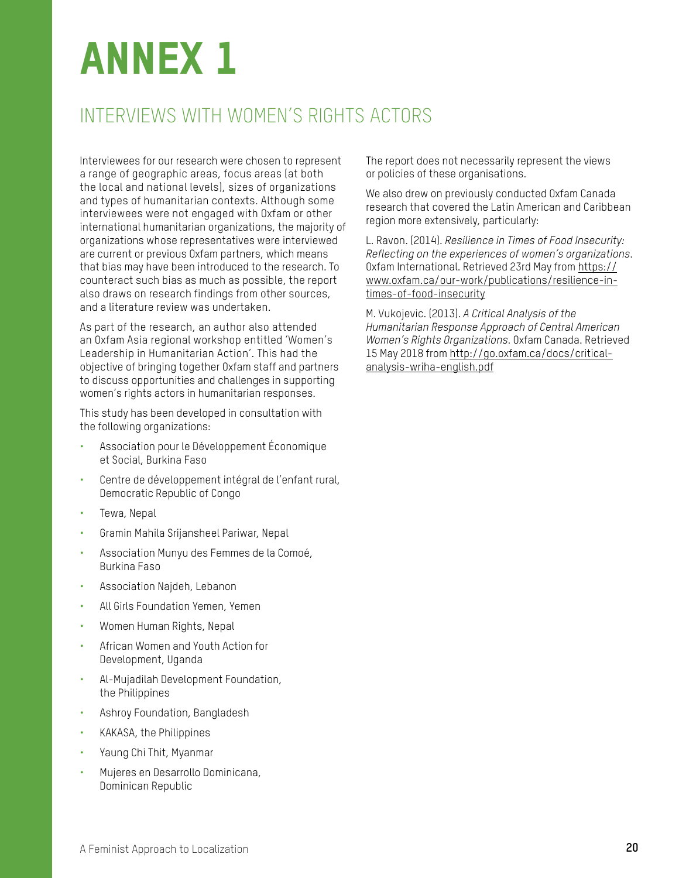# ANNEX 1

## INTERVIEWS WITH WOMEN'S RIGHTS ACTORS

Interviewees for our research were chosen to represent a range of geographic areas, focus areas (at both the local and national levels), sizes of organizations and types of humanitarian contexts. Although some interviewees were not engaged with Oxfam or other international humanitarian organizations, the majority of organizations whose representatives were interviewed are current or previous Oxfam partners, which means that bias may have been introduced to the research. To counteract such bias as much as possible, the report also draws on research findings from other sources, and a literature review was undertaken.

As part of the research, an author also attended an Oxfam Asia regional workshop entitled 'Women's Leadership in Humanitarian Action'. This had the objective of bringing together Oxfam staff and partners to discuss opportunities and challenges in supporting women's rights actors in humanitarian responses.

This study has been developed in consultation with the following organizations:

- Association pour le Développement Économique et Social, Burkina Faso
- Centre de développement intégral de l'enfant rural, Democratic Republic of Congo
- Tewa, Nepal
- Gramin Mahila Srijansheel Pariwar, Nepal
- Association Munyu des Femmes de la Comoé, Burkina Faso
- Association Najdeh, Lebanon
- All Girls Foundation Yemen, Yemen
- Women Human Rights, Nepal
- African Women and Youth Action for Development, Uganda
- Al-Mujadilah Development Foundation, the Philippines
- Ashroy Foundation, Bangladesh
- KAKASA, the Philippines
- Yaung Chi Thit, Myanmar
- Mujeres en Desarrollo Dominicana, Dominican Republic

The report does not necessarily represent the views or policies of these organisations.

We also drew on previously conducted Oxfam Canada research that covered the Latin American and Caribbean region more extensively, particularly:

L. Ravon. (2014). *Resilience in Times of Food Insecurity: Reflecting on the experiences of women's organizations*. Oxfam International. Retrieved 23rd May from https://www.oxfam.ca/our-work/publications/resilience-in-times-of-food-insecurity

M. Vukojevic. (2013). *A Critical Analysis of the Humanitarian Response Approach of Central American Women's Rights Organizations*. Oxfam Canada. Retrieved 15 May 2018 from http://go.oxfam.ca/docs/critical-analysis-wriha-english.pdf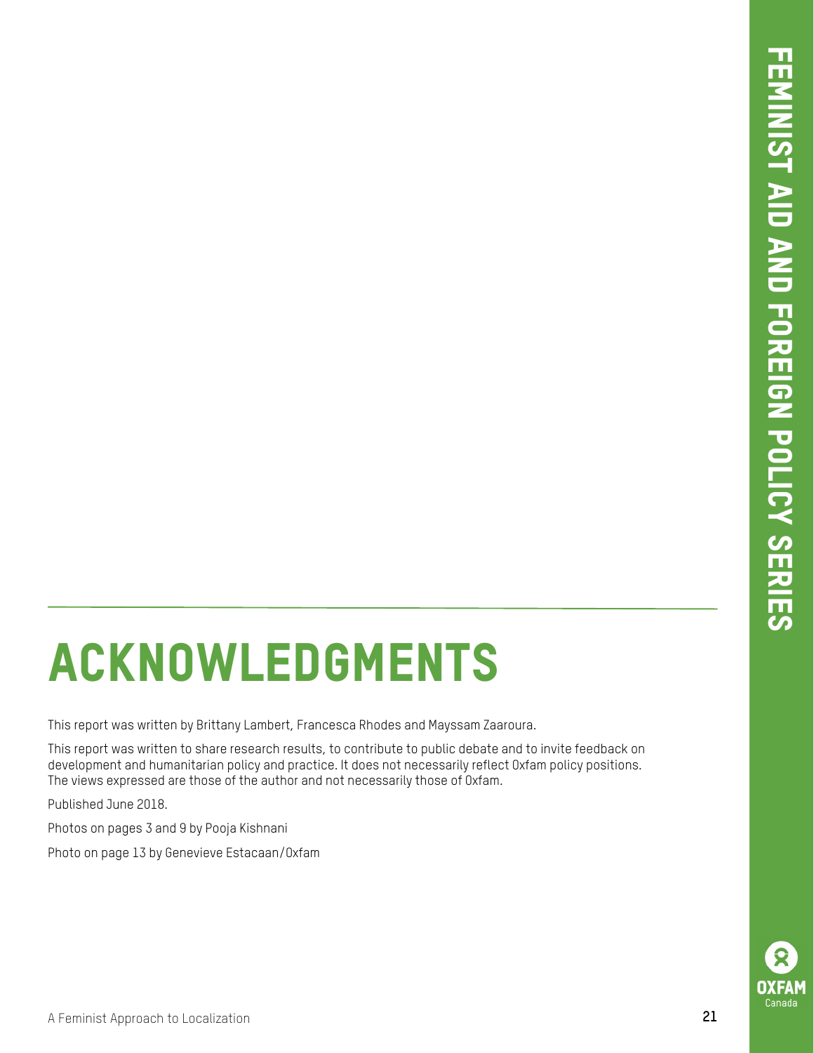# ACKNOWLEDGMENTS

This report was written by Brittany Lambert, Francesca Rhodes and Mayssam Zaaroura.

This report was written to share research results, to contribute to public debate and to invite feedback on development and humanitarian policy and practice. It does not necessarily reflect Oxfam policy positions. The views expressed are those of the author and not necessarily those of Oxfam.

Published June 2018.

Photos on pages 3 and 9 by Pooja Kishnani

Photo on page 13 by Genevieve Estacaan/Oxfam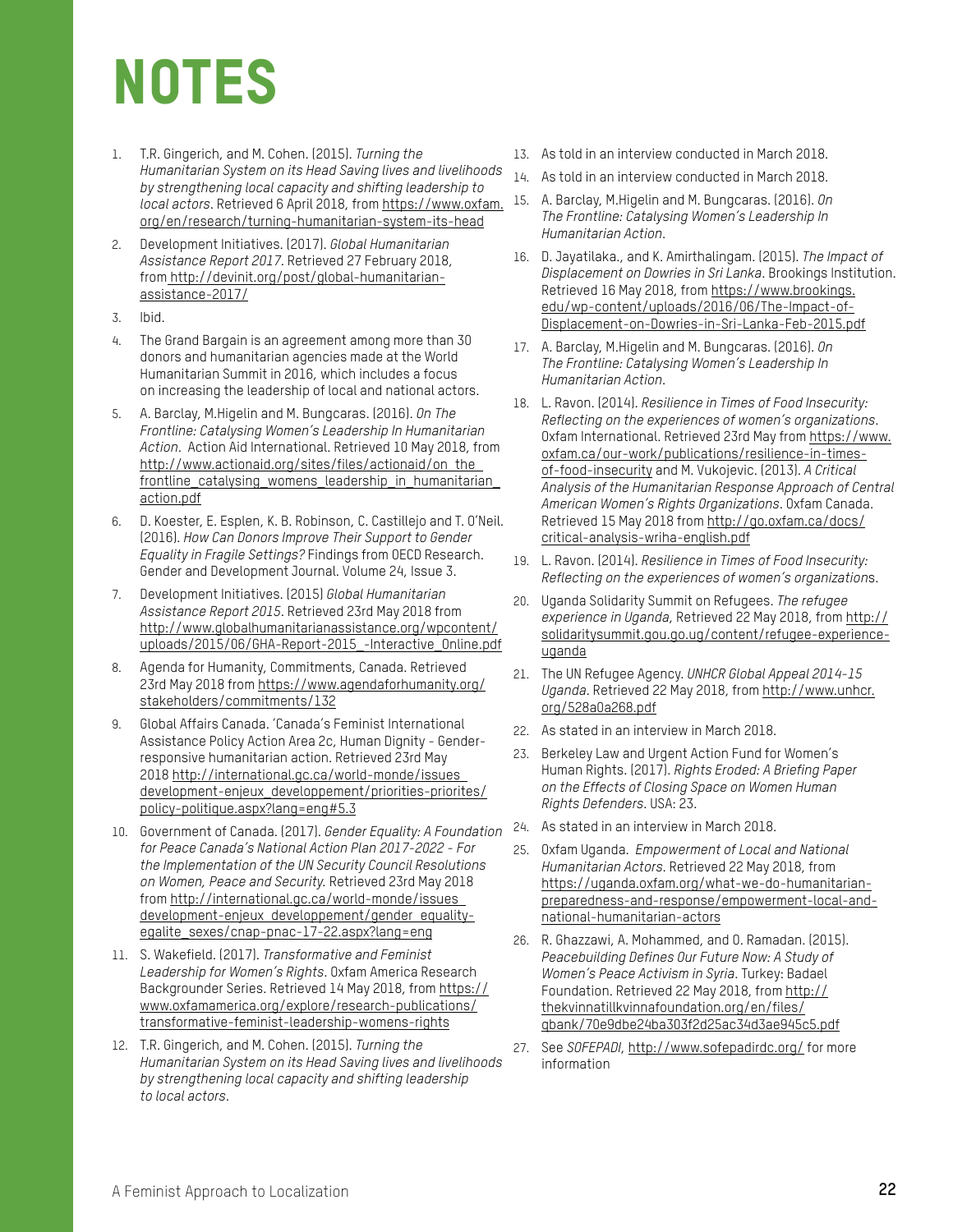# NOTES

1. T.R. Gingerich, and M. Cohen. (2015). *Turning the Humanitarian System on its Head Saving lives and livelihoods by strengthening local capacity and shifting leadership to local actors*. Retrieved 6 April 2018, from https://www.oxfam.org/en/research/turning-humanitarian-system-its-head
2. Development Initiatives. (2017). *Global Humanitarian Assistance Report 2017*. Retrieved 27 February 2018, from http://devinit.org/post/global-humanitarian-assistance-2017/
3. Ibid.
4. The Grand Bargain is an agreement among more than 30 donors and humanitarian agencies made at the World Humanitarian Summit in 2016, which includes a focus on increasing the leadership of local and national actors.
5. A. Barclay, M.Higelin and M. Bungcaras. (2016). *On The Frontline: Catalysing Women's Leadership In Humanitarian Action*. Action Aid International. Retrieved 10 May 2018, from http://www.actionaid.org/sites/files/actionaid/on_the_frontline_catalysing_womens_leadership_in_humanitarian_action.pdf
6. D. Koester, E. Esplen, K. B. Robinson, C. Castillejo and T. O'Neil. (2016). *How Can Donors Improve Their Support to Gender Equality in Fragile Settings?* Findings from OECD Research. Gender and Development Journal. Volume 24, Issue 3.
7. Development Initiatives. (2015) *Global Humanitarian Assistance Report 2015*. Retrieved 23rd May 2018 from http://www.globalhumanitarianassistance.org/wpcontent/uploads/2015/06/GHA-Report-2015_-Interactive_Online.pdf
8. Agenda for Humanity, Commitments, Canada. Retrieved 23rd May 2018 from https://www.agendaforhumanity.org/stakeholders/commitments/132
9. Global Affairs Canada. 'Canada's Feminist International Assistance Policy Action Area 2c, Human Dignity - Gender-responsive humanitarian action. Retrieved 23rd May 2018 http://international.gc.ca/world-monde/issues_development-enjeux_developpement/priorities-priorites/policy-politique.aspx?lang=eng#5.3
10. Government of Canada. (2017). *Gender Equality: A Foundation for Peace Canada's National Action Plan 2017-2022 - For the Implementation of the UN Security Council Resolutions on Women, Peace and Security.* Retrieved 23rd May 2018 from http://international.gc.ca/world-monde/issues_development-enjeux_developpement/gender_equality-egalite_sexes/cnap-pnac-17-22.aspx?lang=eng
11. S. Wakefield. (2017). *Transformative and Feminist Leadership for Women's Rights*. Oxfam America Research Backgrounder Series. Retrieved 14 May 2018, from https://www.oxfamamerica.org/explore/research-publications/transformative-feminist-leadership-womens-rights
12. T.R. Gingerich, and M. Cohen. (2015). *Turning the Humanitarian System on its Head Saving lives and livelihoods by strengthening local capacity and shifting leadership to local actors*.
13. As told in an interview conducted in March 2018.
14. As told in an interview conducted in March 2018.
15. A. Barclay, M.Higelin and M. Bungcaras. (2016). *On The Frontline: Catalysing Women's Leadership In Humanitarian Action*.
16. D. Jayatilaka., and K. Amirthalingam. (2015). *The Impact of Displacement on Dowries in Sri Lanka*. Brookings Institution. Retrieved 16 May 2018, from https://www.brookings.edu/wp-content/uploads/2016/06/The-Impact-of-Displacement-on-Dowries-in-Sri-Lanka-Feb-2015.pdf
17. A. Barclay, M.Higelin and M. Bungcaras. (2016). *On The Frontline: Catalysing Women's Leadership In Humanitarian Action*.
18. L. Ravon. (2014). *Resilience in Times of Food Insecurity: Reflecting on the experiences of women's organizations.* Oxfam International. Retrieved 23rd May from https://www.oxfam.ca/our-work/publications/resilience-in-times-of-food-insecurity and M. Vukojevic. (2013). *A Critical Analysis of the Humanitarian Response Approach of Central American Women's Rights Organizations*. Oxfam Canada. Retrieved 15 May 2018 from http://go.oxfam.ca/docs/critical-analysis-wriha-english.pdf
19. L. Ravon. (2014). *Resilience in Times of Food Insecurity: Reflecting on the experiences of women's organizations*.
20. Uganda Solidarity Summit on Refugees. *The refugee experience in Uganda*, Retrieved 22 May 2018, from http://solidaritysummit.gou.go.ug/content/refugee-experience-uganda
21. The UN Refugee Agency. *UNHCR Global Appeal 2014-15 Uganda*. Retrieved 22 May 2018, from http://www.unhcr.org/528a0a268.pdf
22. As stated in an interview in March 2018.
23. Berkeley Law and Urgent Action Fund for Women's Human Rights. (2017). *Rights Eroded: A Briefing Paper on the Effects of Closing Space on Women Human Rights Defenders*. USA: 23.
24. As stated in an interview in March 2018.
25. Oxfam Uganda. *Empowerment of Local and National Humanitarian Actors*. Retrieved 22 May 2018, from https://uganda.oxfam.org/what-we-do-humanitarian-preparedness-and-response/empowerment-local-and-national-humanitarian-actors
26. R. Ghazzawi, A. Mohammed, and O. Ramadan. (2015). *Peacebuilding Defines Our Future Now: A Study of Women's Peace Activism in Syria*. Turkey: Badael Foundation. Retrieved 22 May 2018, from http://thekvinnatillkvinnafoundation.org/en/files/qbank/70e9dbe24ba303f2d25ac34d3ae945c5.pdf
27. See *SOFEPADI*, http://www.sofepadirdc.org/ for more information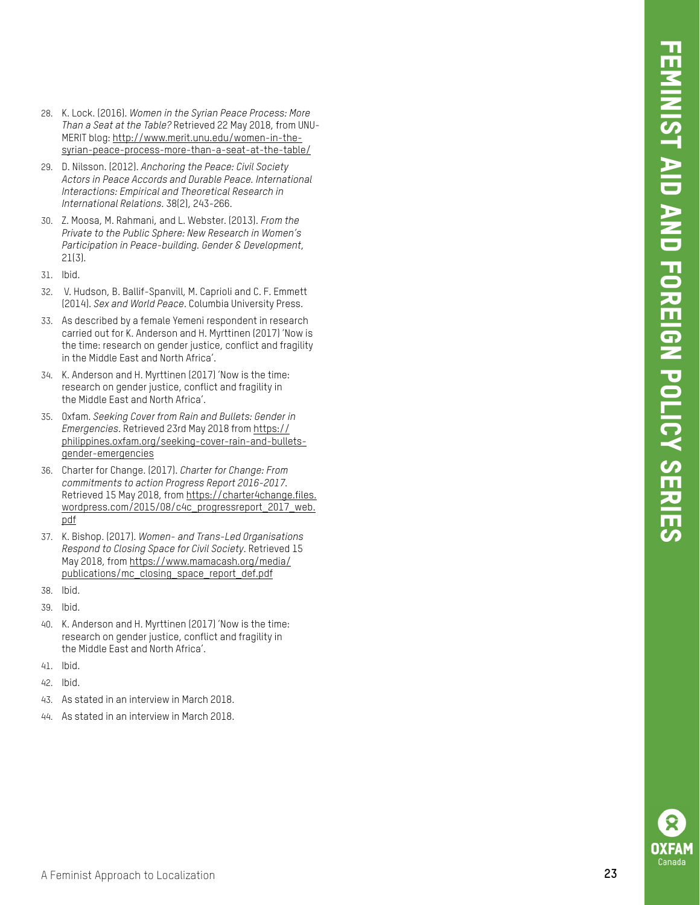28. K. Lock. (2016). *Women in the Syrian Peace Process: More Than a Seat at the Table?* Retrieved 22 May 2018, from UNU-MERIT blog: http://www.merit.unu.edu/women-in-the-syrian-peace-process-more-than-a-seat-at-the-table/
29. D. Nilsson. (2012). *Anchoring the Peace: Civil Society Actors in Peace Accords and Durable Peace. International Interactions: Empirical and Theoretical Research in International Relations*. 38(2), 243-266.
30. Z. Moosa, M. Rahmani, and L. Webster. (2013). *From the Private to the Public Sphere: New Research in Women's Participation in Peace-building. Gender & Development*, 21(3).
31. Ibid.
32. V. Hudson, B. Ballif-Spanvill, M. Caprioli and C. F. Emmett (2014). *Sex and World Peace*. Columbia University Press.
33. As described by a female Yemeni respondent in research carried out for K. Anderson and H. Myrttinen (2017) 'Now is the time: research on gender justice, conflict and fragility in the Middle East and North Africa'.
34. K. Anderson and H. Myrttinen (2017) 'Now is the time: research on gender justice, conflict and fragility in the Middle East and North Africa'.
35. Oxfam. *Seeking Cover from Rain and Bullets: Gender in Emergencies*. Retrieved 23rd May 2018 from https://philippines.oxfam.org/seeking-cover-rain-and-bullets-gender-emergencies
36. Charter for Change. (2017). *Charter for Change: From commitments to action Progress Report 2016-2017*. Retrieved 15 May 2018, from https://charter4change.files.wordpress.com/2015/08/c4c_progressreport_2017_web.pdf
37. K. Bishop. (2017). *Women- and Trans-Led Organisations Respond to Closing Space for Civil Society*. Retrieved 15 May 2018, from https://www.mamacash.org/media/publications/mc_closing_space_report_def.pdf
38. Ibid.
39. Ibid.
40. K. Anderson and H. Myrttinen (2017) 'Now is the time: research on gender justice, conflict and fragility in the Middle East and North Africa'.
41. Ibid.
42. Ibid.
43. As stated in an interview in March 2018.
44. As stated in an interview in March 2018.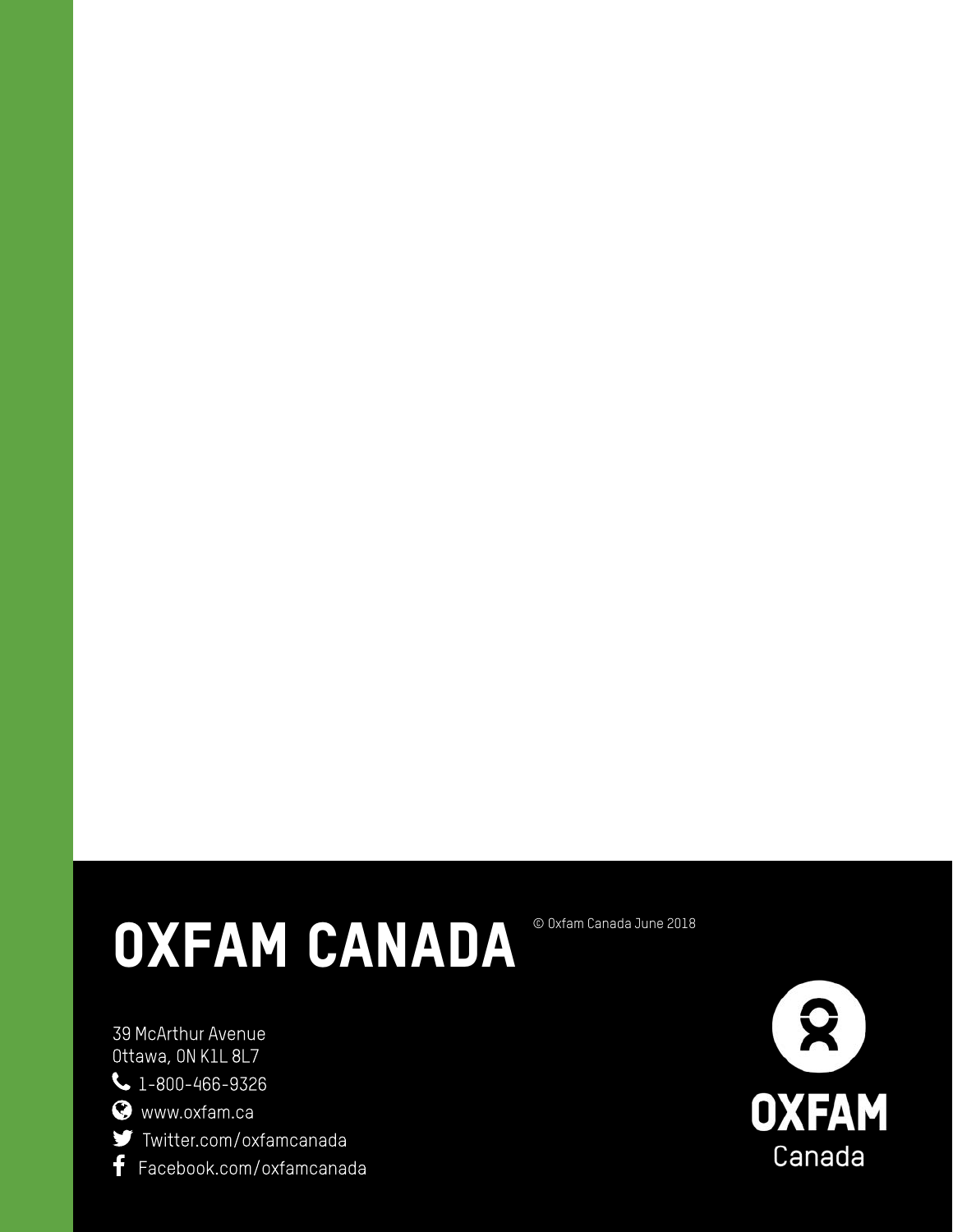# OXFAM CANADA

© Oxfam Canada June 2018

39 McArthur Avenue
Ottawa, ON K1L 8L7

1-800-466-9326

www.oxfam.ca

Twitter.com/oxfamcanada

Facebook.com/oxfamcanada

OXFAM
Canada